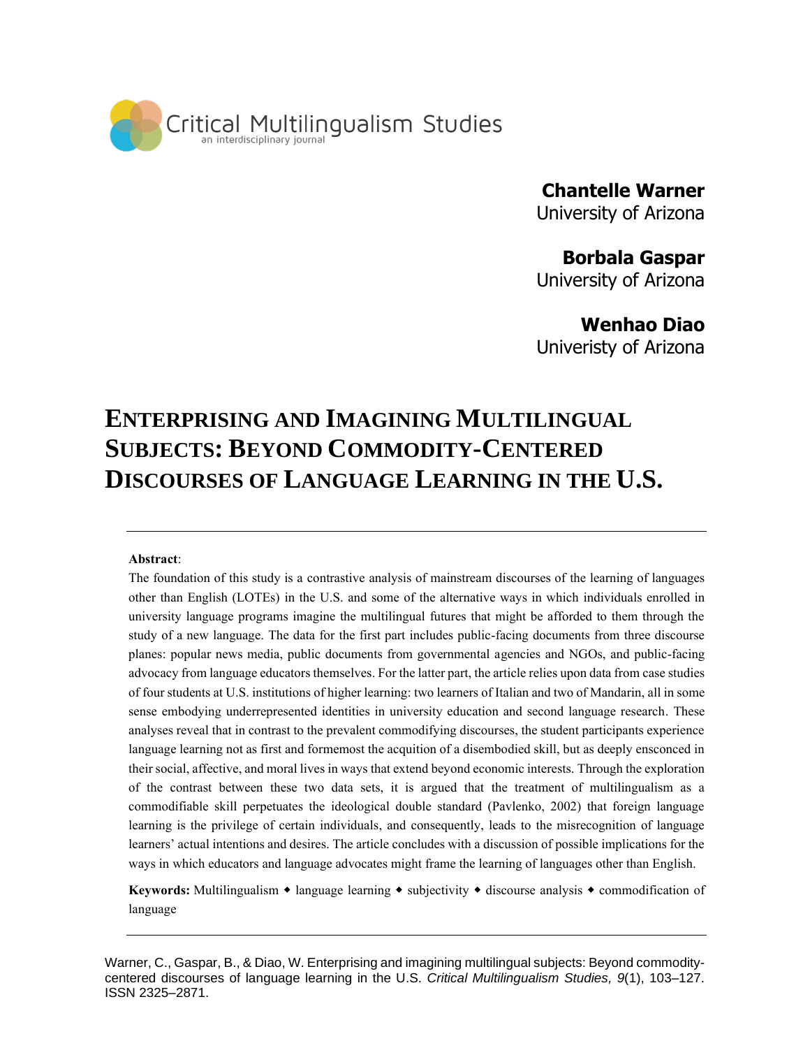Critical Multilingualism Studies
an interdisciplinary journal

**Chantelle Warner**
University of Arizona

**Borbala Gaspar**
University of Arizona

**Wenhao Diao**
Univeristy of Arizona

# ENTERPRISING AND IMAGINING MULTILINGUAL SUBJECTS: BEYOND COMMODITY-CENTERED DISCOURSES OF LANGUAGE LEARNING IN THE U.S.

**Abstract**:

The foundation of this study is a contrastive analysis of mainstream discourses of the learning of languages other than English (LOTEs) in the U.S. and some of the alternative ways in which individuals enrolled in university language programs imagine the multilingual futures that might be afforded to them through the study of a new language. The data for the first part includes public-facing documents from three discourse planes: popular news media, public documents from governmental agencies and NGOs, and public-facing advocacy from language educators themselves. For the latter part, the article relies upon data from case studies of four students at U.S. institutions of higher learning: two learners of Italian and two of Mandarin, all in some sense embodying underrepresented identities in university education and second language research. These analyses reveal that in contrast to the prevalent commodifying discourses, the student participants experience language learning not as first and formemost the acquition of a disembodied skill, but as deeply ensconced in their social, affective, and moral lives in ways that extend beyond economic interests. Through the exploration of the contrast between these two data sets, it is argued that the treatment of multilingualism as a commodifiable skill perpetuates the ideological double standard (Pavlenko, 2002) that foreign language learning is the privilege of certain individuals, and consequently, leads to the misrecognition of language learners' actual intentions and desires. The article concludes with a discussion of possible implications for the ways in which educators and language advocates might frame the learning of languages other than English.

**Keywords:** Multilingualism ◆ language learning ◆ subjectivity ◆ discourse analysis ◆ commodification of language

Warner, C., Gaspar, B., & Diao, W. Enterprising and imagining multilingual subjects: Beyond commodity-centered discourses of language learning in the U.S. *Critical Multilingualism Studies, 9*(1), 103–127. ISSN 2325–2871.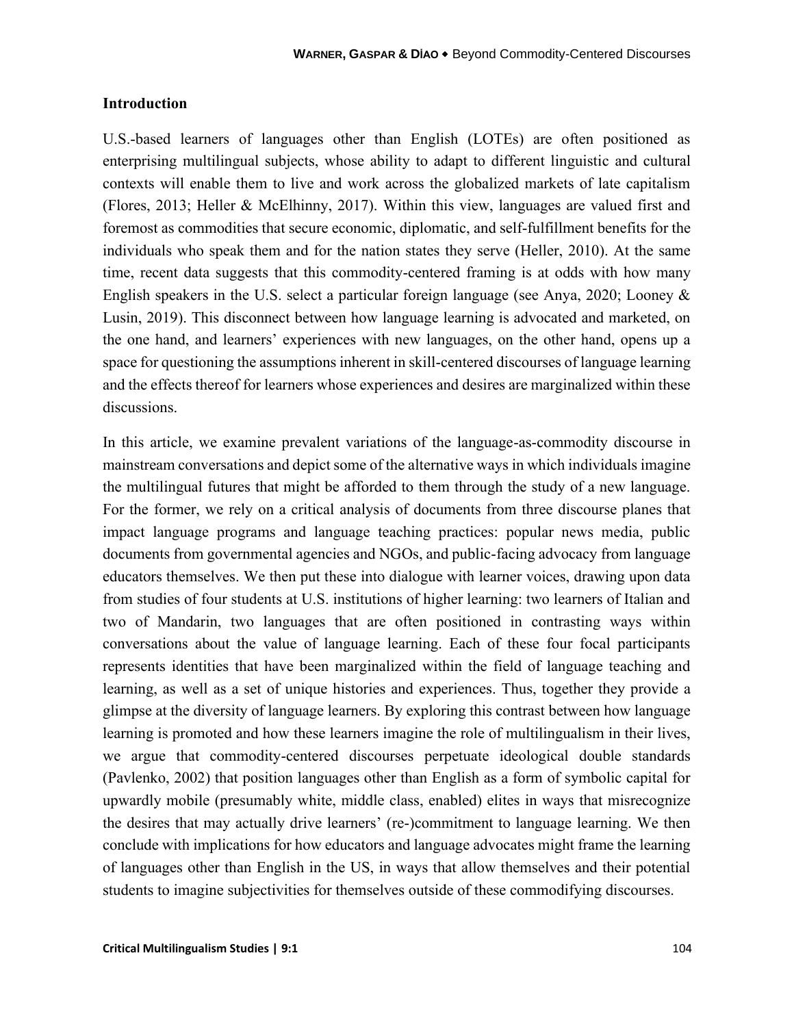## Introduction

U.S.-based learners of languages other than English (LOTEs) are often positioned as enterprising multilingual subjects, whose ability to adapt to different linguistic and cultural contexts will enable them to live and work across the globalized markets of late capitalism (Flores, 2013; Heller & McElhinny, 2017). Within this view, languages are valued first and foremost as commodities that secure economic, diplomatic, and self-fulfillment benefits for the individuals who speak them and for the nation states they serve (Heller, 2010). At the same time, recent data suggests that this commodity-centered framing is at odds with how many English speakers in the U.S. select a particular foreign language (see Anya, 2020; Looney & Lusin, 2019). This disconnect between how language learning is advocated and marketed, on the one hand, and learners' experiences with new languages, on the other hand, opens up a space for questioning the assumptions inherent in skill-centered discourses of language learning and the effects thereof for learners whose experiences and desires are marginalized within these discussions.

In this article, we examine prevalent variations of the language-as-commodity discourse in mainstream conversations and depict some of the alternative ways in which individuals imagine the multilingual futures that might be afforded to them through the study of a new language. For the former, we rely on a critical analysis of documents from three discourse planes that impact language programs and language teaching practices: popular news media, public documents from governmental agencies and NGOs, and public-facing advocacy from language educators themselves. We then put these into dialogue with learner voices, drawing upon data from studies of four students at U.S. institutions of higher learning: two learners of Italian and two of Mandarin, two languages that are often positioned in contrasting ways within conversations about the value of language learning. Each of these four focal participants represents identities that have been marginalized within the field of language teaching and learning, as well as a set of unique histories and experiences. Thus, together they provide a glimpse at the diversity of language learners. By exploring this contrast between how language learning is promoted and how these learners imagine the role of multilingualism in their lives, we argue that commodity-centered discourses perpetuate ideological double standards (Pavlenko, 2002) that position languages other than English as a form of symbolic capital for upwardly mobile (presumably white, middle class, enabled) elites in ways that misrecognize the desires that may actually drive learners' (re-)commitment to language learning. We then conclude with implications for how educators and language advocates might frame the learning of languages other than English in the US, in ways that allow themselves and their potential students to imagine subjectivities for themselves outside of these commodifying discourses.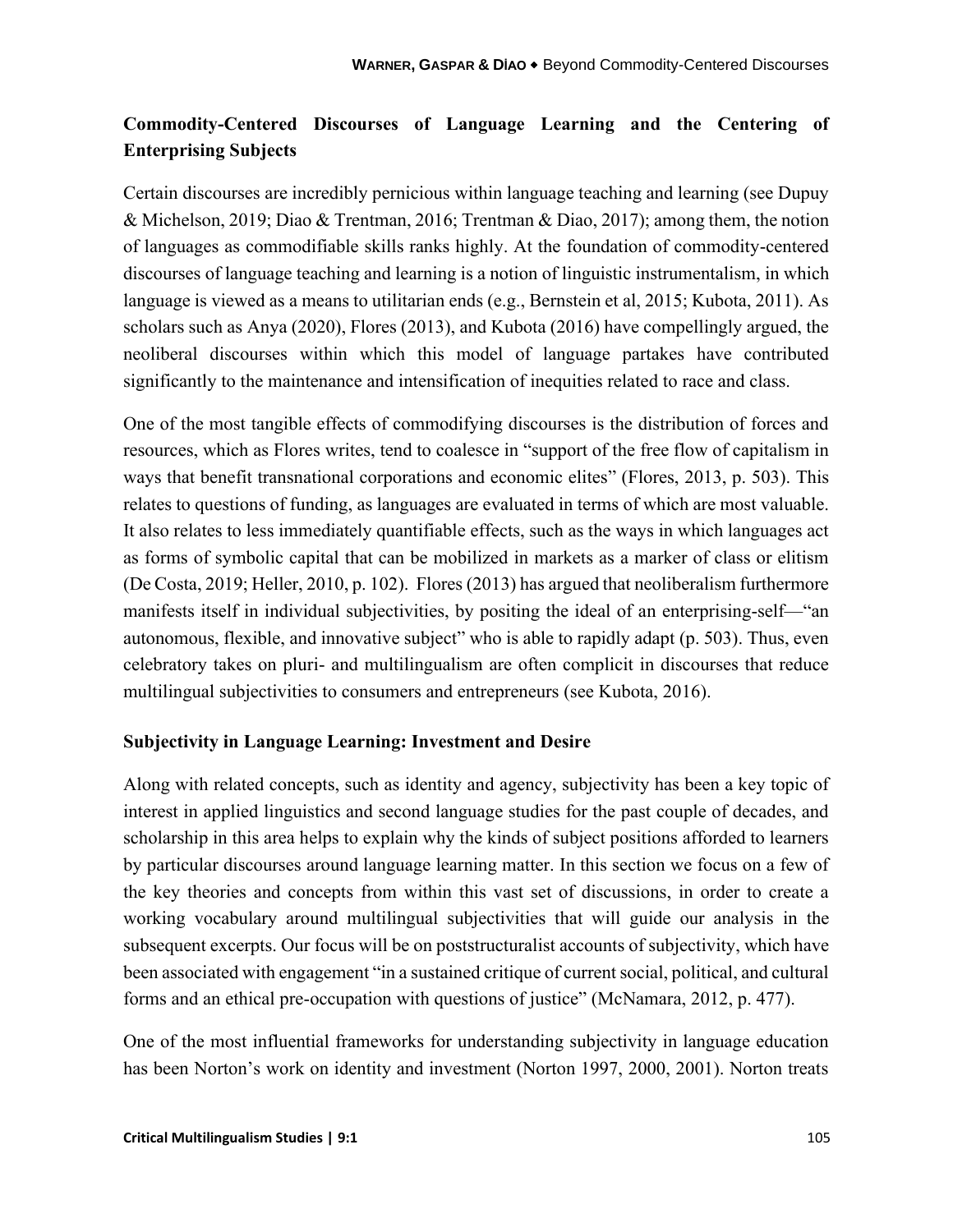## Commodity-Centered Discourses of Language Learning and the Centering of Enterprising Subjects

Certain discourses are incredibly pernicious within language teaching and learning (see Dupuy & Michelson, 2019; Diao & Trentman, 2016; Trentman & Diao, 2017); among them, the notion of languages as commodifiable skills ranks highly. At the foundation of commodity-centered discourses of language teaching and learning is a notion of linguistic instrumentalism, in which language is viewed as a means to utilitarian ends (e.g., Bernstein et al, 2015; Kubota, 2011). As scholars such as Anya (2020), Flores (2013), and Kubota (2016) have compellingly argued, the neoliberal discourses within which this model of language partakes have contributed significantly to the maintenance and intensification of inequities related to race and class.

One of the most tangible effects of commodifying discourses is the distribution of forces and resources, which as Flores writes, tend to coalesce in "support of the free flow of capitalism in ways that benefit transnational corporations and economic elites" (Flores, 2013, p. 503). This relates to questions of funding, as languages are evaluated in terms of which are most valuable. It also relates to less immediately quantifiable effects, such as the ways in which languages act as forms of symbolic capital that can be mobilized in markets as a marker of class or elitism (De Costa, 2019; Heller, 2010, p. 102). Flores (2013) has argued that neoliberalism furthermore manifests itself in individual subjectivities, by positing the ideal of an enterprising-self—"an autonomous, flexible, and innovative subject" who is able to rapidly adapt (p. 503). Thus, even celebratory takes on pluri- and multilingualism are often complicit in discourses that reduce multilingual subjectivities to consumers and entrepreneurs (see Kubota, 2016).

## Subjectivity in Language Learning: Investment and Desire

Along with related concepts, such as identity and agency, subjectivity has been a key topic of interest in applied linguistics and second language studies for the past couple of decades, and scholarship in this area helps to explain why the kinds of subject positions afforded to learners by particular discourses around language learning matter. In this section we focus on a few of the key theories and concepts from within this vast set of discussions, in order to create a working vocabulary around multilingual subjectivities that will guide our analysis in the subsequent excerpts. Our focus will be on poststructuralist accounts of subjectivity, which have been associated with engagement "in a sustained critique of current social, political, and cultural forms and an ethical pre-occupation with questions of justice" (McNamara, 2012, p. 477).

One of the most influential frameworks for understanding subjectivity in language education has been Norton's work on identity and investment (Norton 1997, 2000, 2001). Norton treats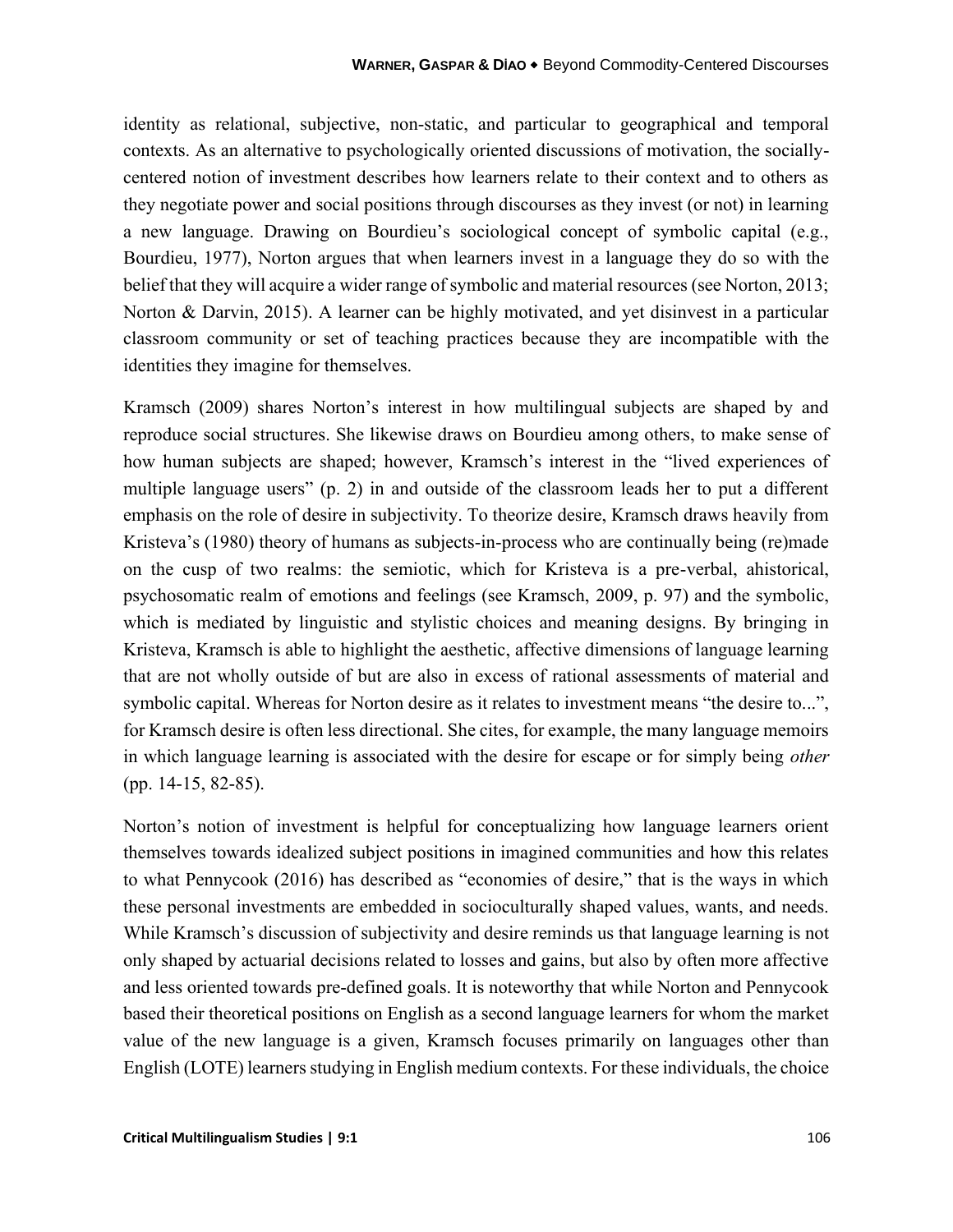identity as relational, subjective, non-static, and particular to geographical and temporal contexts. As an alternative to psychologically oriented discussions of motivation, the socially-centered notion of investment describes how learners relate to their context and to others as they negotiate power and social positions through discourses as they invest (or not) in learning a new language. Drawing on Bourdieu's sociological concept of symbolic capital (e.g., Bourdieu, 1977), Norton argues that when learners invest in a language they do so with the belief that they will acquire a wider range of symbolic and material resources (see Norton, 2013; Norton & Darvin, 2015). A learner can be highly motivated, and yet disinvest in a particular classroom community or set of teaching practices because they are incompatible with the identities they imagine for themselves.

Kramsch (2009) shares Norton's interest in how multilingual subjects are shaped by and reproduce social structures. She likewise draws on Bourdieu among others, to make sense of how human subjects are shaped; however, Kramsch's interest in the "lived experiences of multiple language users" (p. 2) in and outside of the classroom leads her to put a different emphasis on the role of desire in subjectivity. To theorize desire, Kramsch draws heavily from Kristeva's (1980) theory of humans as subjects-in-process who are continually being (re)made on the cusp of two realms: the semiotic, which for Kristeva is a pre-verbal, ahistorical, psychosomatic realm of emotions and feelings (see Kramsch, 2009, p. 97) and the symbolic, which is mediated by linguistic and stylistic choices and meaning designs. By bringing in Kristeva, Kramsch is able to highlight the aesthetic, affective dimensions of language learning that are not wholly outside of but are also in excess of rational assessments of material and symbolic capital. Whereas for Norton desire as it relates to investment means "the desire to...", for Kramsch desire is often less directional. She cites, for example, the many language memoirs in which language learning is associated with the desire for escape or for simply being *other* (pp. 14-15, 82-85).

Norton's notion of investment is helpful for conceptualizing how language learners orient themselves towards idealized subject positions in imagined communities and how this relates to what Pennycook (2016) has described as "economies of desire," that is the ways in which these personal investments are embedded in socioculturally shaped values, wants, and needs. While Kramsch's discussion of subjectivity and desire reminds us that language learning is not only shaped by actuarial decisions related to losses and gains, but also by often more affective and less oriented towards pre-defined goals. It is noteworthy that while Norton and Pennycook based their theoretical positions on English as a second language learners for whom the market value of the new language is a given, Kramsch focuses primarily on languages other than English (LOTE) learners studying in English medium contexts. For these individuals, the choice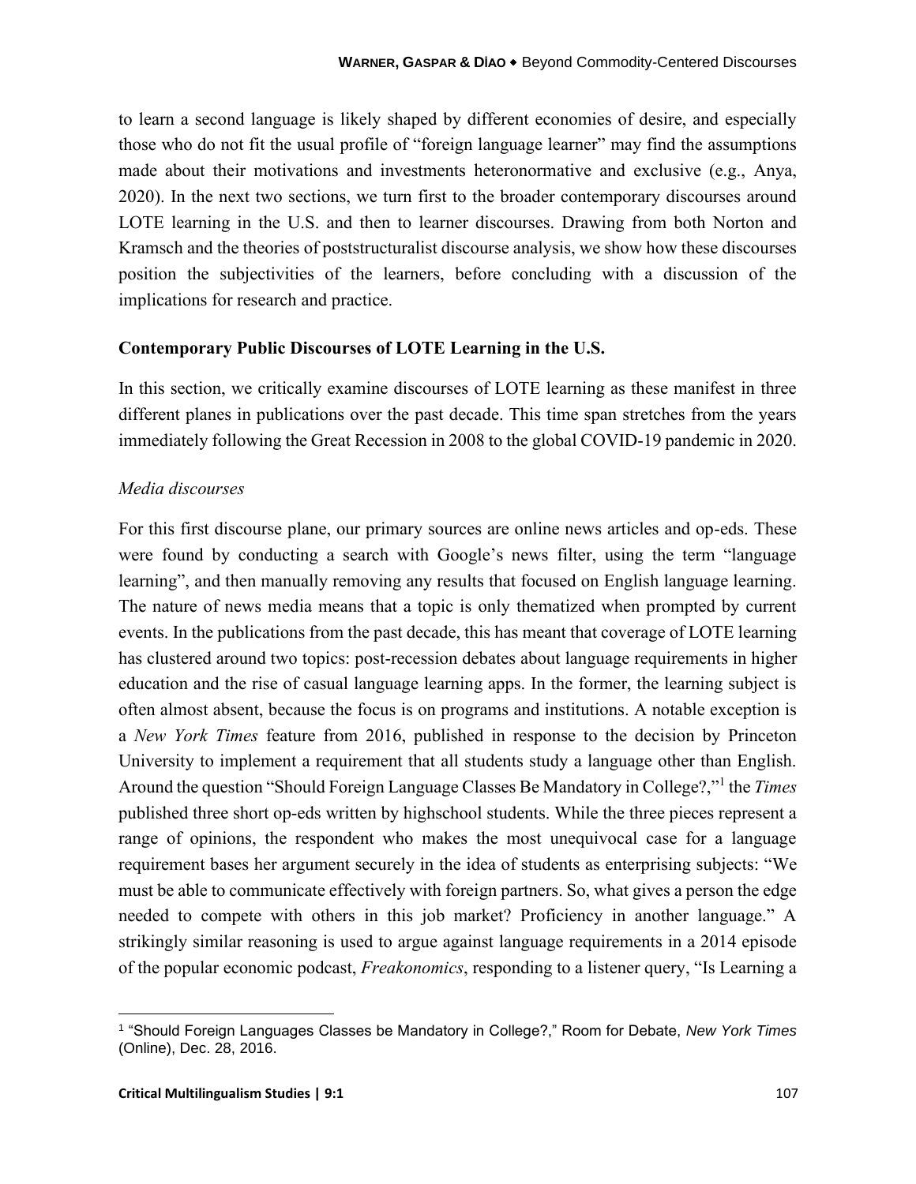to learn a second language is likely shaped by different economies of desire, and especially those who do not fit the usual profile of "foreign language learner" may find the assumptions made about their motivations and investments heteronormative and exclusive (e.g., Anya, 2020). In the next two sections, we turn first to the broader contemporary discourses around LOTE learning in the U.S. and then to learner discourses. Drawing from both Norton and Kramsch and the theories of poststructuralist discourse analysis, we show how these discourses position the subjectivities of the learners, before concluding with a discussion of the implications for research and practice.

## Contemporary Public Discourses of LOTE Learning in the U.S.

In this section, we critically examine discourses of LOTE learning as these manifest in three different planes in publications over the past decade. This time span stretches from the years immediately following the Great Recession in 2008 to the global COVID-19 pandemic in 2020.

### *Media discourses*

For this first discourse plane, our primary sources are online news articles and op-eds. These were found by conducting a search with Google's news filter, using the term "language learning", and then manually removing any results that focused on English language learning. The nature of news media means that a topic is only thematized when prompted by current events. In the publications from the past decade, this has meant that coverage of LOTE learning has clustered around two topics: post-recession debates about language requirements in higher education and the rise of casual language learning apps. In the former, the learning subject is often almost absent, because the focus is on programs and institutions. A notable exception is a *New York Times* feature from 2016, published in response to the decision by Princeton University to implement a requirement that all students study a language other than English. Around the question "Should Foreign Language Classes Be Mandatory in College?,"[1] the *Times* published three short op-eds written by highschool students. While the three pieces represent a range of opinions, the respondent who makes the most unequivocal case for a language requirement bases her argument securely in the idea of students as enterprising subjects: "We must be able to communicate effectively with foreign partners. So, what gives a person the edge needed to compete with others in this job market? Proficiency in another language." A strikingly similar reasoning is used to argue against language requirements in a 2014 episode of the popular economic podcast, *Freakonomics*, responding to a listener query, "Is Learning a

[1] "Should Foreign Languages Classes be Mandatory in College?," Room for Debate, *New York Times* (Online), Dec. 28, 2016.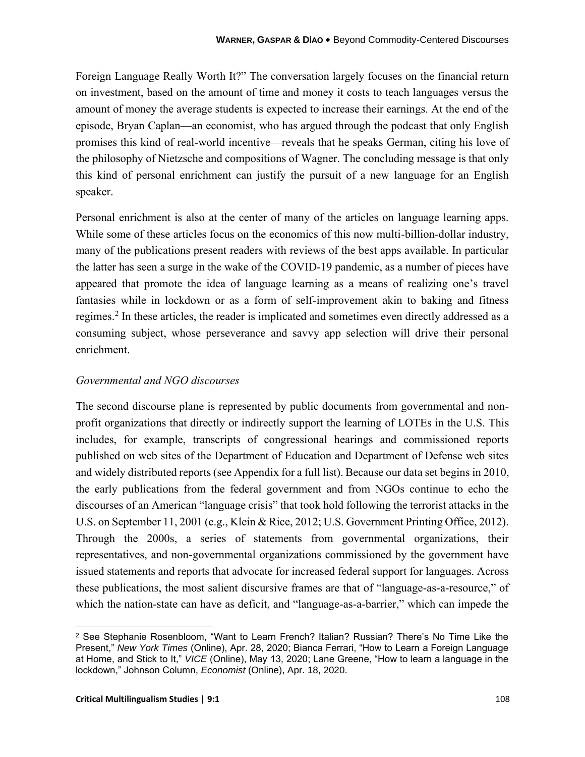Foreign Language Really Worth It?" The conversation largely focuses on the financial return on investment, based on the amount of time and money it costs to teach languages versus the amount of money the average students is expected to increase their earnings. At the end of the episode, Bryan Caplan—an economist, who has argued through the podcast that only English promises this kind of real-world incentive—reveals that he speaks German, citing his love of the philosophy of Nietzsche and compositions of Wagner. The concluding message is that only this kind of personal enrichment can justify the pursuit of a new language for an English speaker.

Personal enrichment is also at the center of many of the articles on language learning apps. While some of these articles focus on the economics of this now multi-billion-dollar industry, many of the publications present readers with reviews of the best apps available. In particular the latter has seen a surge in the wake of the COVID-19 pandemic, as a number of pieces have appeared that promote the idea of language learning as a means of realizing one's travel fantasies while in lockdown or as a form of self-improvement akin to baking and fitness regimes.[2] In these articles, the reader is implicated and sometimes even directly addressed as a consuming subject, whose perseverance and savvy app selection will drive their personal enrichment.

### *Governmental and NGO discourses*

The second discourse plane is represented by public documents from governmental and non-profit organizations that directly or indirectly support the learning of LOTEs in the U.S. This includes, for example, transcripts of congressional hearings and commissioned reports published on web sites of the Department of Education and Department of Defense web sites and widely distributed reports (see Appendix for a full list). Because our data set begins in 2010, the early publications from the federal government and from NGOs continue to echo the discourses of an American "language crisis" that took hold following the terrorist attacks in the U.S. on September 11, 2001 (e.g., Klein & Rice, 2012; U.S. Government Printing Office, 2012). Through the 2000s, a series of statements from governmental organizations, their representatives, and non-governmental organizations commissioned by the government have issued statements and reports that advocate for increased federal support for languages. Across these publications, the most salient discursive frames are that of "language-as-a-resource," of which the nation-state can have as deficit, and "language-as-a-barrier," which can impede the

[2] See Stephanie Rosenbloom, "Want to Learn French? Italian? Russian? There's No Time Like the Present," *New York Times* (Online), Apr. 28, 2020; Bianca Ferrari, "How to Learn a Foreign Language at Home, and Stick to It," *VICE* (Online), May 13, 2020; Lane Greene, "How to learn a language in the lockdown," Johnson Column, *Economist* (Online), Apr. 18, 2020.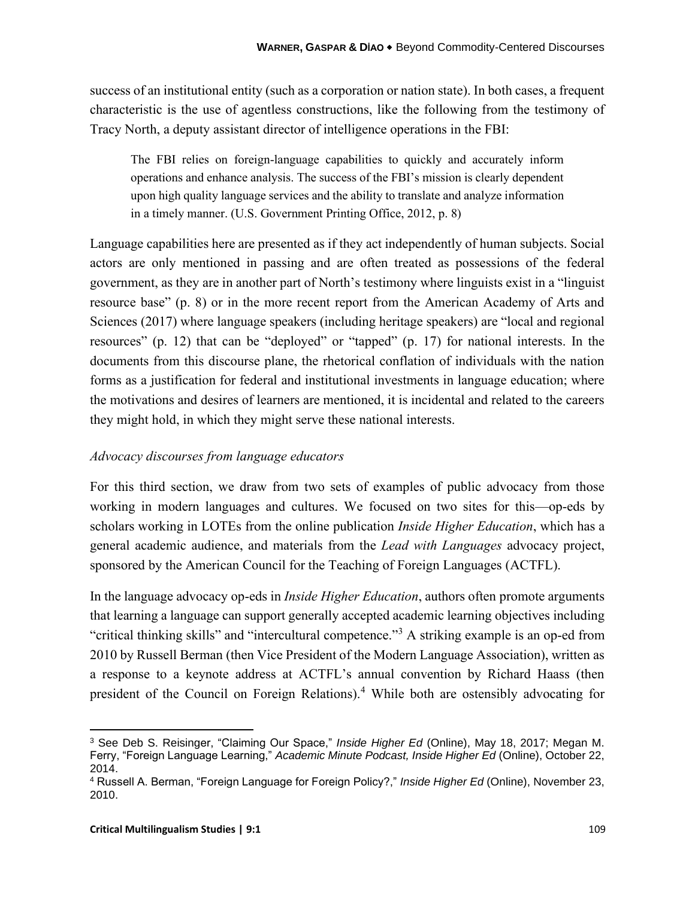success of an institutional entity (such as a corporation or nation state). In both cases, a frequent characteristic is the use of agentless constructions, like the following from the testimony of Tracy North, a deputy assistant director of intelligence operations in the FBI:

> The FBI relies on foreign-language capabilities to quickly and accurately inform operations and enhance analysis. The success of the FBI's mission is clearly dependent upon high quality language services and the ability to translate and analyze information in a timely manner. (U.S. Government Printing Office, 2012, p. 8)

Language capabilities here are presented as if they act independently of human subjects. Social actors are only mentioned in passing and are often treated as possessions of the federal government, as they are in another part of North's testimony where linguists exist in a "linguist resource base" (p. 8) or in the more recent report from the American Academy of Arts and Sciences (2017) where language speakers (including heritage speakers) are "local and regional resources" (p. 12) that can be "deployed" or "tapped" (p. 17) for national interests. In the documents from this discourse plane, the rhetorical conflation of individuals with the nation forms as a justification for federal and institutional investments in language education; where the motivations and desires of learners are mentioned, it is incidental and related to the careers they might hold, in which they might serve these national interests.

*Advocacy discourses from language educators*

For this third section, we draw from two sets of examples of public advocacy from those working in modern languages and cultures. We focused on two sites for this—op-eds by scholars working in LOTEs from the online publication *Inside Higher Education*, which has a general academic audience, and materials from the *Lead with Languages* advocacy project, sponsored by the American Council for the Teaching of Foreign Languages (ACTFL).

In the language advocacy op-eds in *Inside Higher Education*, authors often promote arguments that learning a language can support generally accepted academic learning objectives including "critical thinking skills" and "intercultural competence."[3] A striking example is an op-ed from 2010 by Russell Berman (then Vice President of the Modern Language Association), written as a response to a keynote address at ACTFL's annual convention by Richard Haass (then president of the Council on Foreign Relations).[4] While both are ostensibly advocating for

---

[3] See Deb S. Reisinger, "Claiming Our Space," *Inside Higher Ed* (Online), May 18, 2017; Megan M. Ferry, "Foreign Language Learning," *Academic Minute Podcast, Inside Higher Ed* (Online), October 22, 2014.

[4] Russell A. Berman, "Foreign Language for Foreign Policy?," *Inside Higher Ed* (Online), November 23, 2010.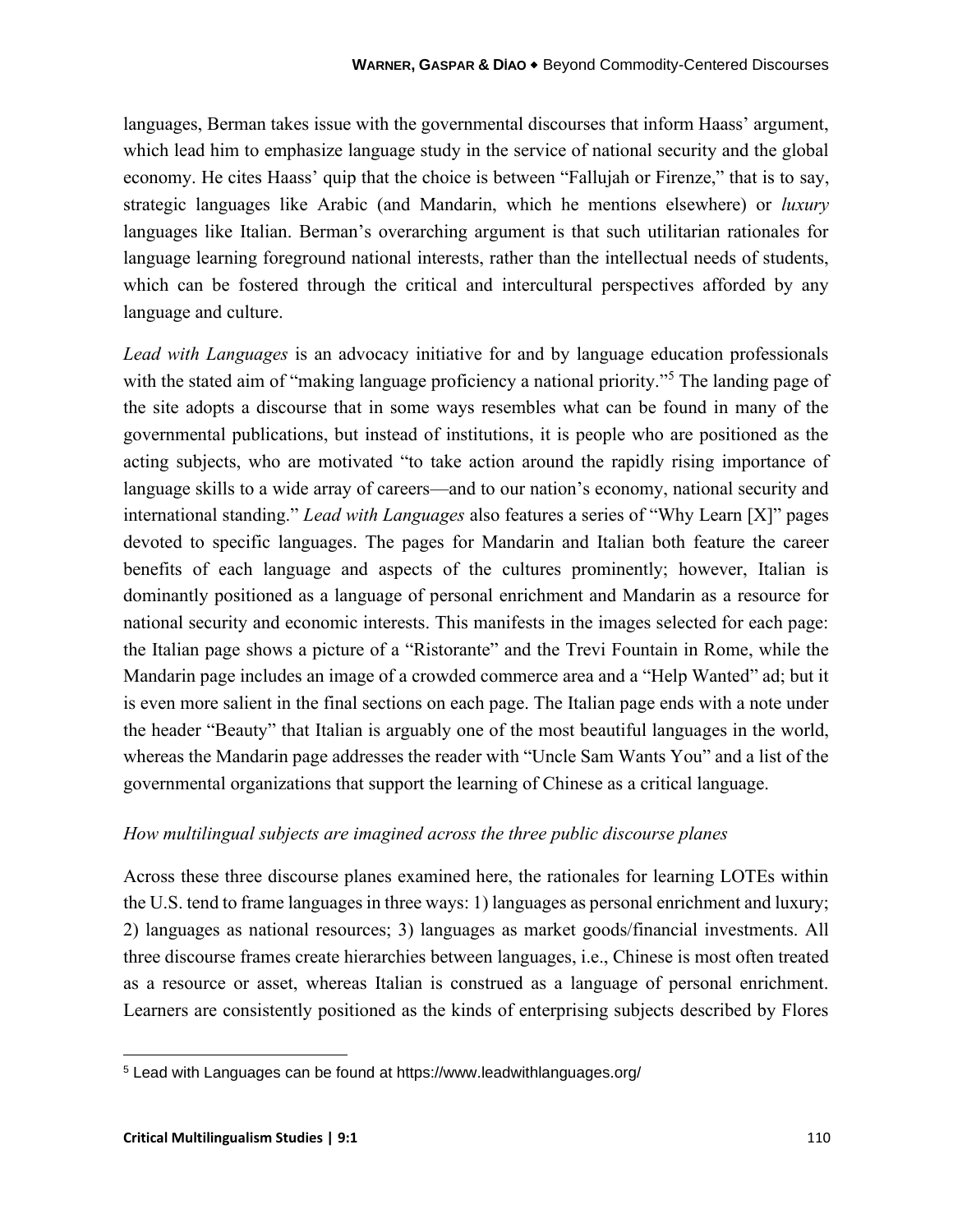languages, Berman takes issue with the governmental discourses that inform Haass' argument, which lead him to emphasize language study in the service of national security and the global economy. He cites Haass' quip that the choice is between "Fallujah or Firenze," that is to say, strategic languages like Arabic (and Mandarin, which he mentions elsewhere) or *luxury* languages like Italian. Berman's overarching argument is that such utilitarian rationales for language learning foreground national interests, rather than the intellectual needs of students, which can be fostered through the critical and intercultural perspectives afforded by any language and culture.

*Lead with Languages* is an advocacy initiative for and by language education professionals with the stated aim of "making language proficiency a national priority."[5] The landing page of the site adopts a discourse that in some ways resembles what can be found in many of the governmental publications, but instead of institutions, it is people who are positioned as the acting subjects, who are motivated "to take action around the rapidly rising importance of language skills to a wide array of careers—and to our nation's economy, national security and international standing." *Lead with Languages* also features a series of "Why Learn [X]" pages devoted to specific languages. The pages for Mandarin and Italian both feature the career benefits of each language and aspects of the cultures prominently; however, Italian is dominantly positioned as a language of personal enrichment and Mandarin as a resource for national security and economic interests. This manifests in the images selected for each page: the Italian page shows a picture of a "Ristorante" and the Trevi Fountain in Rome, while the Mandarin page includes an image of a crowded commerce area and a "Help Wanted" ad; but it is even more salient in the final sections on each page. The Italian page ends with a note under the header "Beauty" that Italian is arguably one of the most beautiful languages in the world, whereas the Mandarin page addresses the reader with "Uncle Sam Wants You" and a list of the governmental organizations that support the learning of Chinese as a critical language.

### *How multilingual subjects are imagined across the three public discourse planes*

Across these three discourse planes examined here, the rationales for learning LOTEs within the U.S. tend to frame languages in three ways: 1) languages as personal enrichment and luxury; 2) languages as national resources; 3) languages as market goods/financial investments. All three discourse frames create hierarchies between languages, i.e., Chinese is most often treated as a resource or asset, whereas Italian is construed as a language of personal enrichment. Learners are consistently positioned as the kinds of enterprising subjects described by Flores

---

[5] Lead with Languages can be found at https://www.leadwithlanguages.org/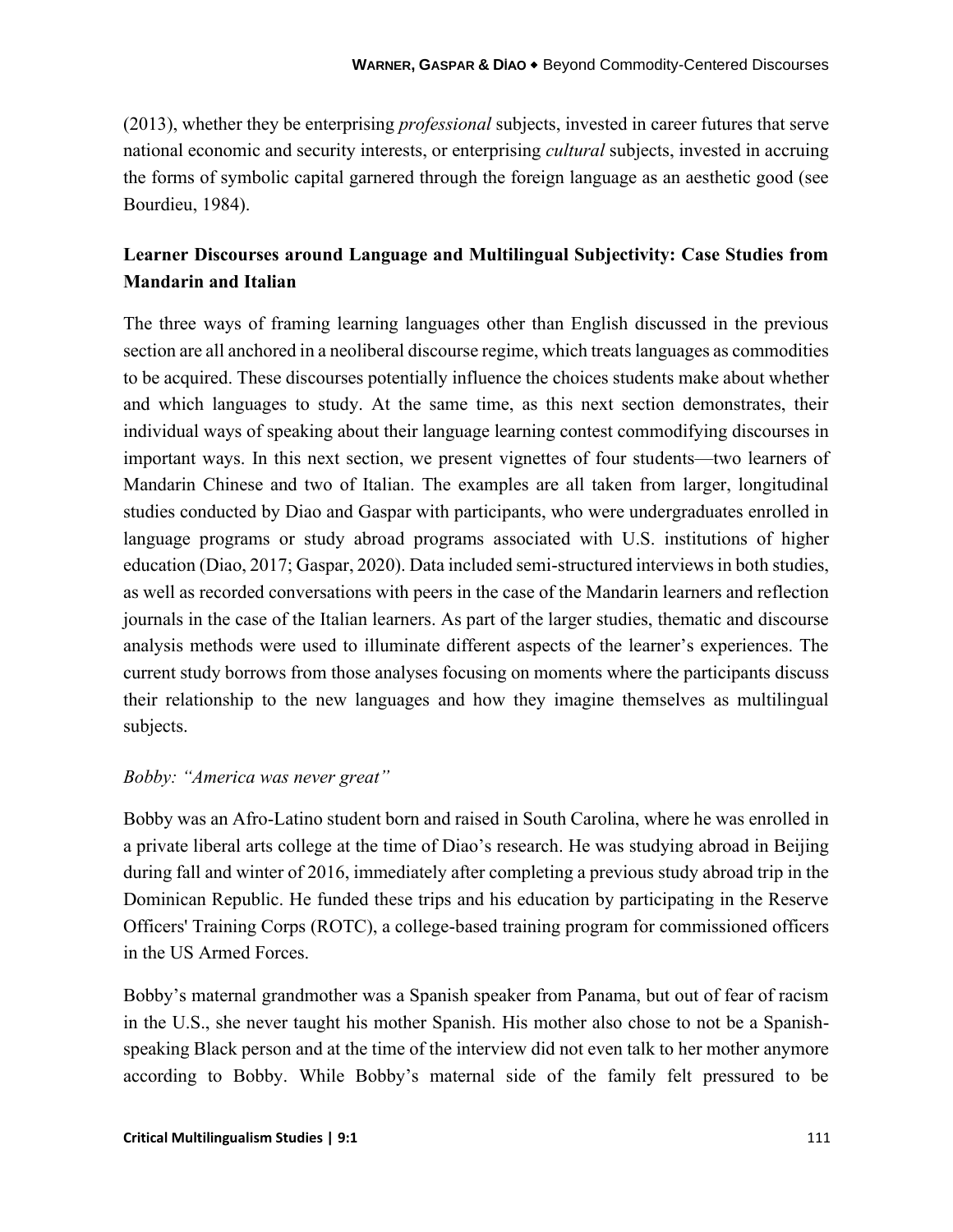(2013), whether they be enterprising *professional* subjects, invested in career futures that serve national economic and security interests, or enterprising *cultural* subjects, invested in accruing the forms of symbolic capital garnered through the foreign language as an aesthetic good (see Bourdieu, 1984).

## Learner Discourses around Language and Multilingual Subjectivity: Case Studies from Mandarin and Italian

The three ways of framing learning languages other than English discussed in the previous section are all anchored in a neoliberal discourse regime, which treats languages as commodities to be acquired. These discourses potentially influence the choices students make about whether and which languages to study. At the same time, as this next section demonstrates, their individual ways of speaking about their language learning contest commodifying discourses in important ways. In this next section, we present vignettes of four students—two learners of Mandarin Chinese and two of Italian. The examples are all taken from larger, longitudinal studies conducted by Diao and Gaspar with participants, who were undergraduates enrolled in language programs or study abroad programs associated with U.S. institutions of higher education (Diao, 2017; Gaspar, 2020). Data included semi-structured interviews in both studies, as well as recorded conversations with peers in the case of the Mandarin learners and reflection journals in the case of the Italian learners. As part of the larger studies, thematic and discourse analysis methods were used to illuminate different aspects of the learner's experiences. The current study borrows from those analyses focusing on moments where the participants discuss their relationship to the new languages and how they imagine themselves as multilingual subjects.

### *Bobby: "America was never great"*

Bobby was an Afro-Latino student born and raised in South Carolina, where he was enrolled in a private liberal arts college at the time of Diao's research. He was studying abroad in Beijing during fall and winter of 2016, immediately after completing a previous study abroad trip in the Dominican Republic. He funded these trips and his education by participating in the Reserve Officers' Training Corps (ROTC), a college-based training program for commissioned officers in the US Armed Forces.

Bobby's maternal grandmother was a Spanish speaker from Panama, but out of fear of racism in the U.S., she never taught his mother Spanish. His mother also chose to not be a Spanish-speaking Black person and at the time of the interview did not even talk to her mother anymore according to Bobby. While Bobby's maternal side of the family felt pressured to be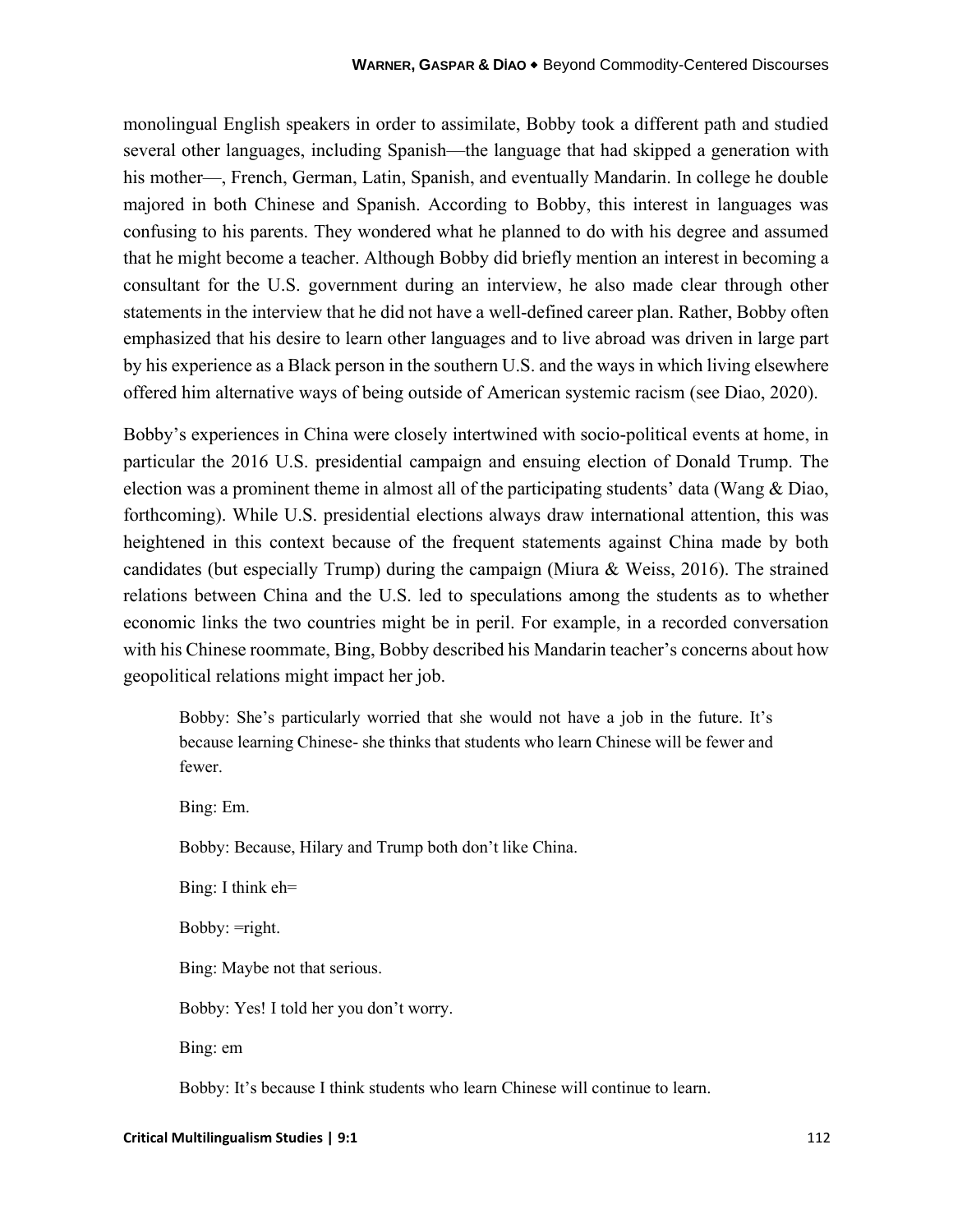monolingual English speakers in order to assimilate, Bobby took a different path and studied several other languages, including Spanish—the language that had skipped a generation with his mother—, French, German, Latin, Spanish, and eventually Mandarin. In college he double majored in both Chinese and Spanish. According to Bobby, this interest in languages was confusing to his parents. They wondered what he planned to do with his degree and assumed that he might become a teacher. Although Bobby did briefly mention an interest in becoming a consultant for the U.S. government during an interview, he also made clear through other statements in the interview that he did not have a well-defined career plan. Rather, Bobby often emphasized that his desire to learn other languages and to live abroad was driven in large part by his experience as a Black person in the southern U.S. and the ways in which living elsewhere offered him alternative ways of being outside of American systemic racism (see Diao, 2020).

Bobby's experiences in China were closely intertwined with socio-political events at home, in particular the 2016 U.S. presidential campaign and ensuing election of Donald Trump. The election was a prominent theme in almost all of the participating students' data (Wang & Diao, forthcoming). While U.S. presidential elections always draw international attention, this was heightened in this context because of the frequent statements against China made by both candidates (but especially Trump) during the campaign (Miura & Weiss, 2016). The strained relations between China and the U.S. led to speculations among the students as to whether economic links the two countries might be in peril. For example, in a recorded conversation with his Chinese roommate, Bing, Bobby described his Mandarin teacher's concerns about how geopolitical relations might impact her job.

> Bobby: She's particularly worried that she would not have a job in the future. It's because learning Chinese- she thinks that students who learn Chinese will be fewer and fewer.
>
> Bing: Em.
>
> Bobby: Because, Hilary and Trump both don't like China.
>
> Bing: I think eh=
>
> Bobby: =right.
>
> Bing: Maybe not that serious.
>
> Bobby: Yes! I told her you don't worry.
>
> Bing: em
>
> Bobby: It's because I think students who learn Chinese will continue to learn.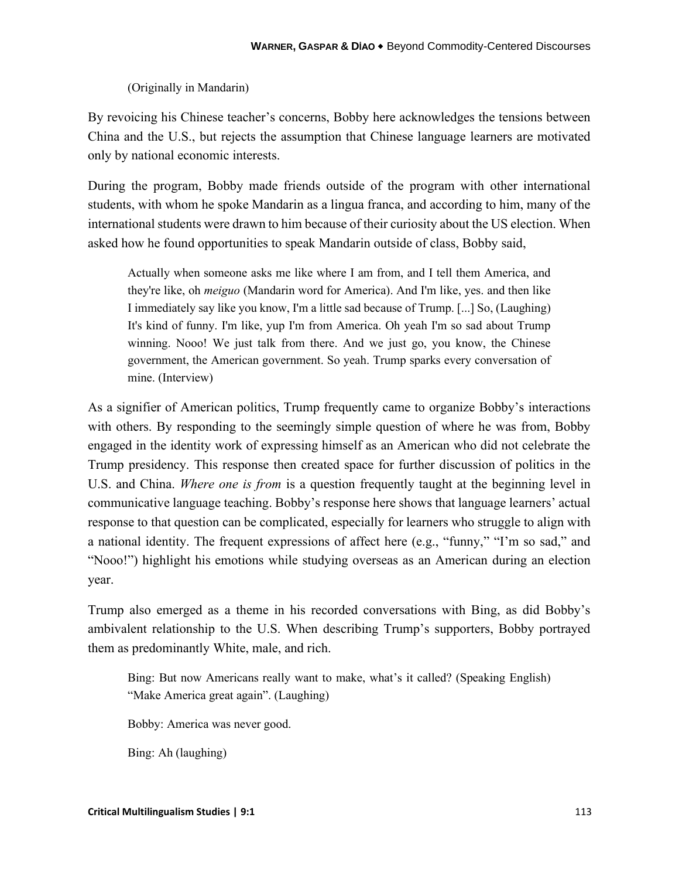(Originally in Mandarin)

By revoicing his Chinese teacher's concerns, Bobby here acknowledges the tensions between China and the U.S., but rejects the assumption that Chinese language learners are motivated only by national economic interests.

During the program, Bobby made friends outside of the program with other international students, with whom he spoke Mandarin as a lingua franca, and according to him, many of the international students were drawn to him because of their curiosity about the US election. When asked how he found opportunities to speak Mandarin outside of class, Bobby said,

> Actually when someone asks me like where I am from, and I tell them America, and they're like, oh *meiguo* (Mandarin word for America). And I'm like, yes. and then like I immediately say like you know, I'm a little sad because of Trump. [...] So, (Laughing) It's kind of funny. I'm like, yup I'm from America. Oh yeah I'm so sad about Trump winning. Nooo! We just talk from there. And we just go, you know, the Chinese government, the American government. So yeah. Trump sparks every conversation of mine. (Interview)

As a signifier of American politics, Trump frequently came to organize Bobby's interactions with others. By responding to the seemingly simple question of where he was from, Bobby engaged in the identity work of expressing himself as an American who did not celebrate the Trump presidency. This response then created space for further discussion of politics in the U.S. and China. *Where one is from* is a question frequently taught at the beginning level in communicative language teaching. Bobby's response here shows that language learners' actual response to that question can be complicated, especially for learners who struggle to align with a national identity. The frequent expressions of affect here (e.g., "funny," "I'm so sad," and "Nooo!") highlight his emotions while studying overseas as an American during an election year.

Trump also emerged as a theme in his recorded conversations with Bing, as did Bobby's ambivalent relationship to the U.S. When describing Trump's supporters, Bobby portrayed them as predominantly White, male, and rich.

> Bing: But now Americans really want to make, what's it called? (Speaking English) "Make America great again". (Laughing)
>
> Bobby: America was never good.
>
> Bing: Ah (laughing)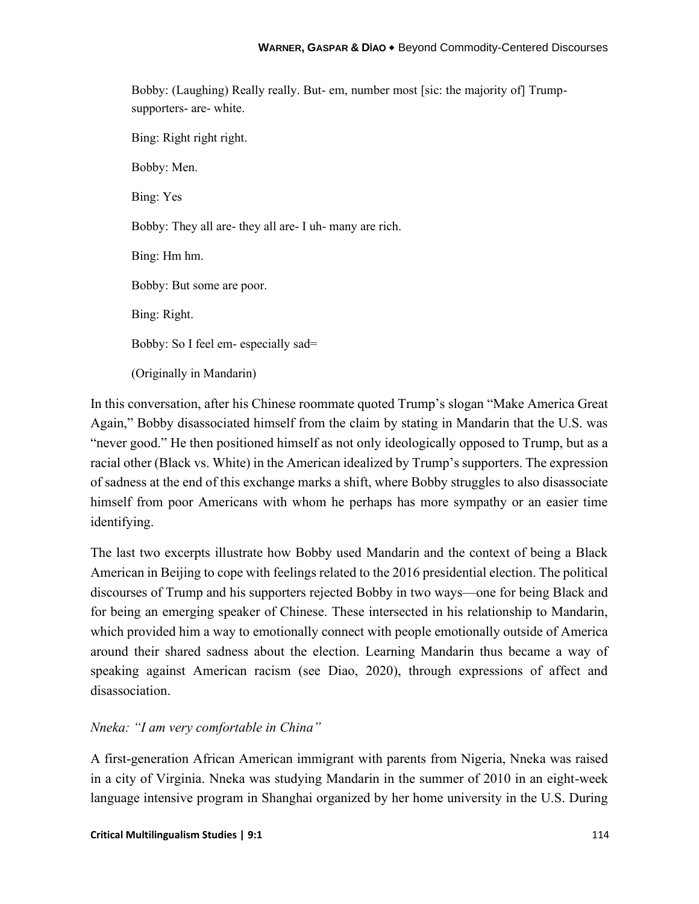Bobby: (Laughing) Really really. But- em, number most [sic: the majority of] Trump-supporters- are- white.

Bing: Right right right.

Bobby: Men.

Bing: Yes

Bobby: They all are- they all are- I uh- many are rich.

Bing: Hm hm.

Bobby: But some are poor.

Bing: Right.

Bobby: So I feel em- especially sad=

(Originally in Mandarin)

In this conversation, after his Chinese roommate quoted Trump's slogan "Make America Great Again," Bobby disassociated himself from the claim by stating in Mandarin that the U.S. was "never good." He then positioned himself as not only ideologically opposed to Trump, but as a racial other (Black vs. White) in the American idealized by Trump's supporters. The expression of sadness at the end of this exchange marks a shift, where Bobby struggles to also disassociate himself from poor Americans with whom he perhaps has more sympathy or an easier time identifying.

The last two excerpts illustrate how Bobby used Mandarin and the context of being a Black American in Beijing to cope with feelings related to the 2016 presidential election. The political discourses of Trump and his supporters rejected Bobby in two ways—one for being Black and for being an emerging speaker of Chinese. These intersected in his relationship to Mandarin, which provided him a way to emotionally connect with people emotionally outside of America around their shared sadness about the election. Learning Mandarin thus became a way of speaking against American racism (see Diao, 2020), through expressions of affect and disassociation.

*Nneka: "I am very comfortable in China"*

A first-generation African American immigrant with parents from Nigeria, Nneka was raised in a city of Virginia. Nneka was studying Mandarin in the summer of 2010 in an eight-week language intensive program in Shanghai organized by her home university in the U.S. During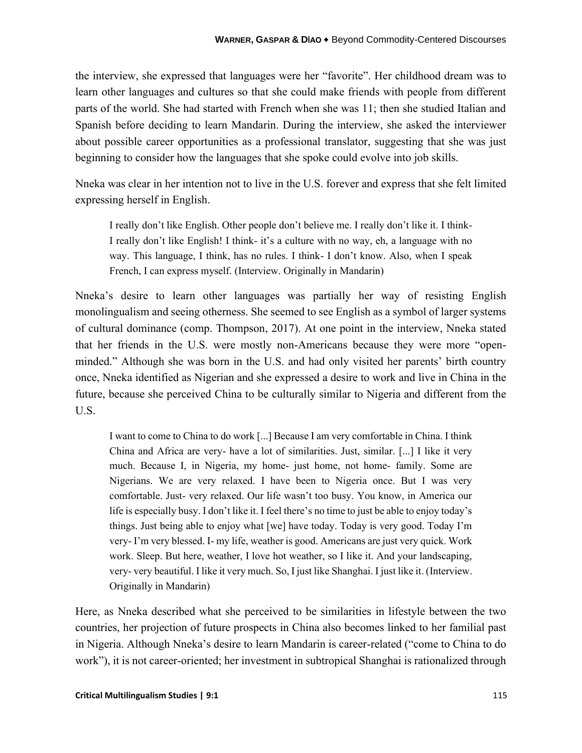the interview, she expressed that languages were her "favorite". Her childhood dream was to learn other languages and cultures so that she could make friends with people from different parts of the world. She had started with French when she was 11; then she studied Italian and Spanish before deciding to learn Mandarin. During the interview, she asked the interviewer about possible career opportunities as a professional translator, suggesting that she was just beginning to consider how the languages that she spoke could evolve into job skills.

Nneka was clear in her intention not to live in the U.S. forever and express that she felt limited expressing herself in English.

> I really don't like English. Other people don't believe me. I really don't like it. I think- I really don't like English! I think- it's a culture with no way, eh, a language with no way. This language, I think, has no rules. I think- I don't know. Also, when I speak French, I can express myself. (Interview. Originally in Mandarin)

Nneka's desire to learn other languages was partially her way of resisting English monolingualism and seeing otherness. She seemed to see English as a symbol of larger systems of cultural dominance (comp. Thompson, 2017). At one point in the interview, Nneka stated that her friends in the U.S. were mostly non-Americans because they were more "open-minded." Although she was born in the U.S. and had only visited her parents' birth country once, Nneka identified as Nigerian and she expressed a desire to work and live in China in the future, because she perceived China to be culturally similar to Nigeria and different from the U.S.

> I want to come to China to do work [...] Because I am very comfortable in China. I think China and Africa are very- have a lot of similarities. Just, similar. [...] I like it very much. Because I, in Nigeria, my home- just home, not home- family. Some are Nigerians. We are very relaxed. I have been to Nigeria once. But I was very comfortable. Just- very relaxed. Our life wasn't too busy. You know, in America our life is especially busy. I don't like it. I feel there's no time to just be able to enjoy today's things. Just being able to enjoy what [we] have today. Today is very good. Today I'm very- I'm very blessed. I- my life, weather is good. Americans are just very quick. Work work. Sleep. But here, weather, I love hot weather, so I like it. And your landscaping, very- very beautiful. I like it very much. So, I just like Shanghai. I just like it. (Interview. Originally in Mandarin)

Here, as Nneka described what she perceived to be similarities in lifestyle between the two countries, her projection of future prospects in China also becomes linked to her familial past in Nigeria. Although Nneka's desire to learn Mandarin is career-related ("come to China to do work"), it is not career-oriented; her investment in subtropical Shanghai is rationalized through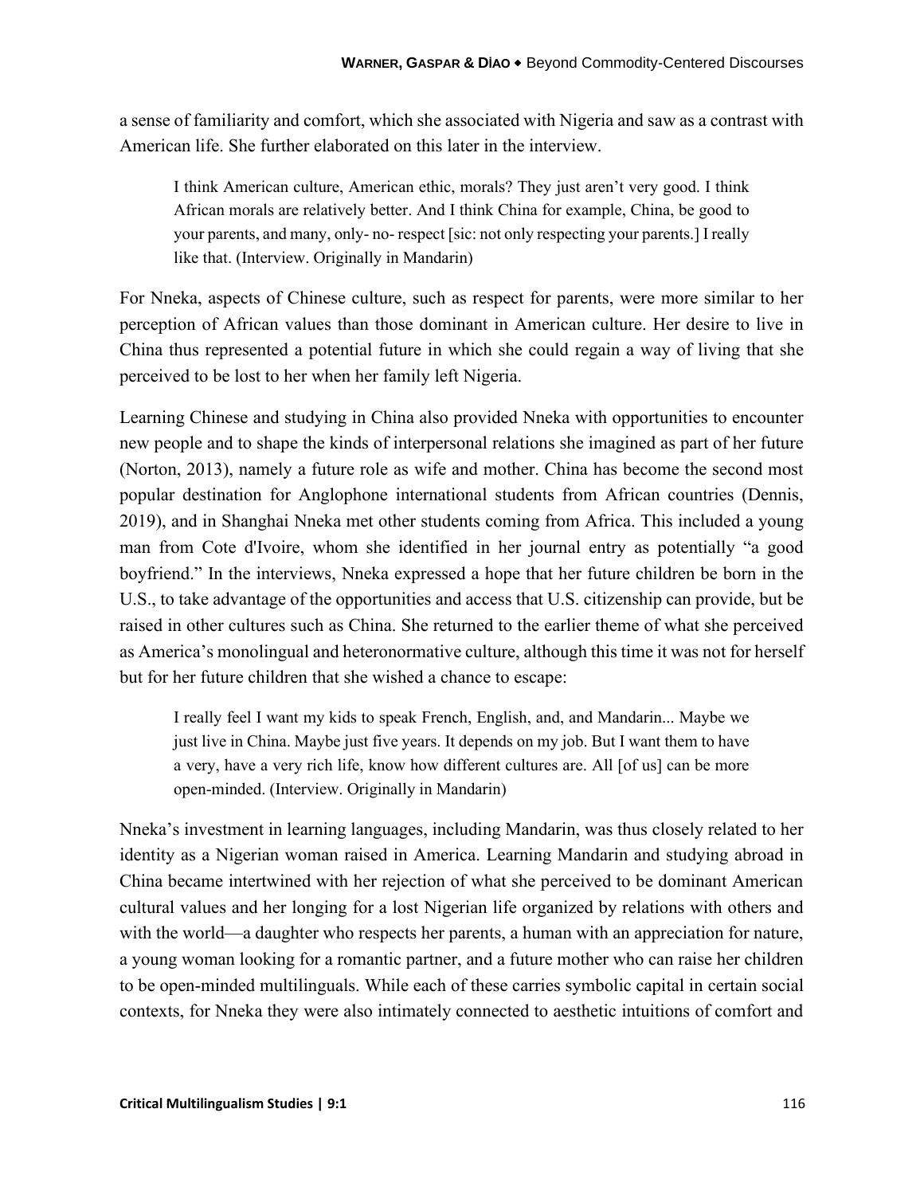a sense of familiarity and comfort, which she associated with Nigeria and saw as a contrast with American life. She further elaborated on this later in the interview.

> I think American culture, American ethic, morals? They just aren't very good. I think African morals are relatively better. And I think China for example, China, be good to your parents, and many, only- no- respect [sic: not only respecting your parents.] I really like that. (Interview. Originally in Mandarin)

For Nneka, aspects of Chinese culture, such as respect for parents, were more similar to her perception of African values than those dominant in American culture. Her desire to live in China thus represented a potential future in which she could regain a way of living that she perceived to be lost to her when her family left Nigeria.

Learning Chinese and studying in China also provided Nneka with opportunities to encounter new people and to shape the kinds of interpersonal relations she imagined as part of her future (Norton, 2013), namely a future role as wife and mother. China has become the second most popular destination for Anglophone international students from African countries (Dennis, 2019), and in Shanghai Nneka met other students coming from Africa. This included a young man from Cote d'Ivoire, whom she identified in her journal entry as potentially "a good boyfriend." In the interviews, Nneka expressed a hope that her future children be born in the U.S., to take advantage of the opportunities and access that U.S. citizenship can provide, but be raised in other cultures such as China. She returned to the earlier theme of what she perceived as America's monolingual and heteronormative culture, although this time it was not for herself but for her future children that she wished a chance to escape:

> I really feel I want my kids to speak French, English, and, and Mandarin... Maybe we just live in China. Maybe just five years. It depends on my job. But I want them to have a very, have a very rich life, know how different cultures are. All [of us] can be more open-minded. (Interview. Originally in Mandarin)

Nneka's investment in learning languages, including Mandarin, was thus closely related to her identity as a Nigerian woman raised in America. Learning Mandarin and studying abroad in China became intertwined with her rejection of what she perceived to be dominant American cultural values and her longing for a lost Nigerian life organized by relations with others and with the world—a daughter who respects her parents, a human with an appreciation for nature, a young woman looking for a romantic partner, and a future mother who can raise her children to be open-minded multilinguals. While each of these carries symbolic capital in certain social contexts, for Nneka they were also intimately connected to aesthetic intuitions of comfort and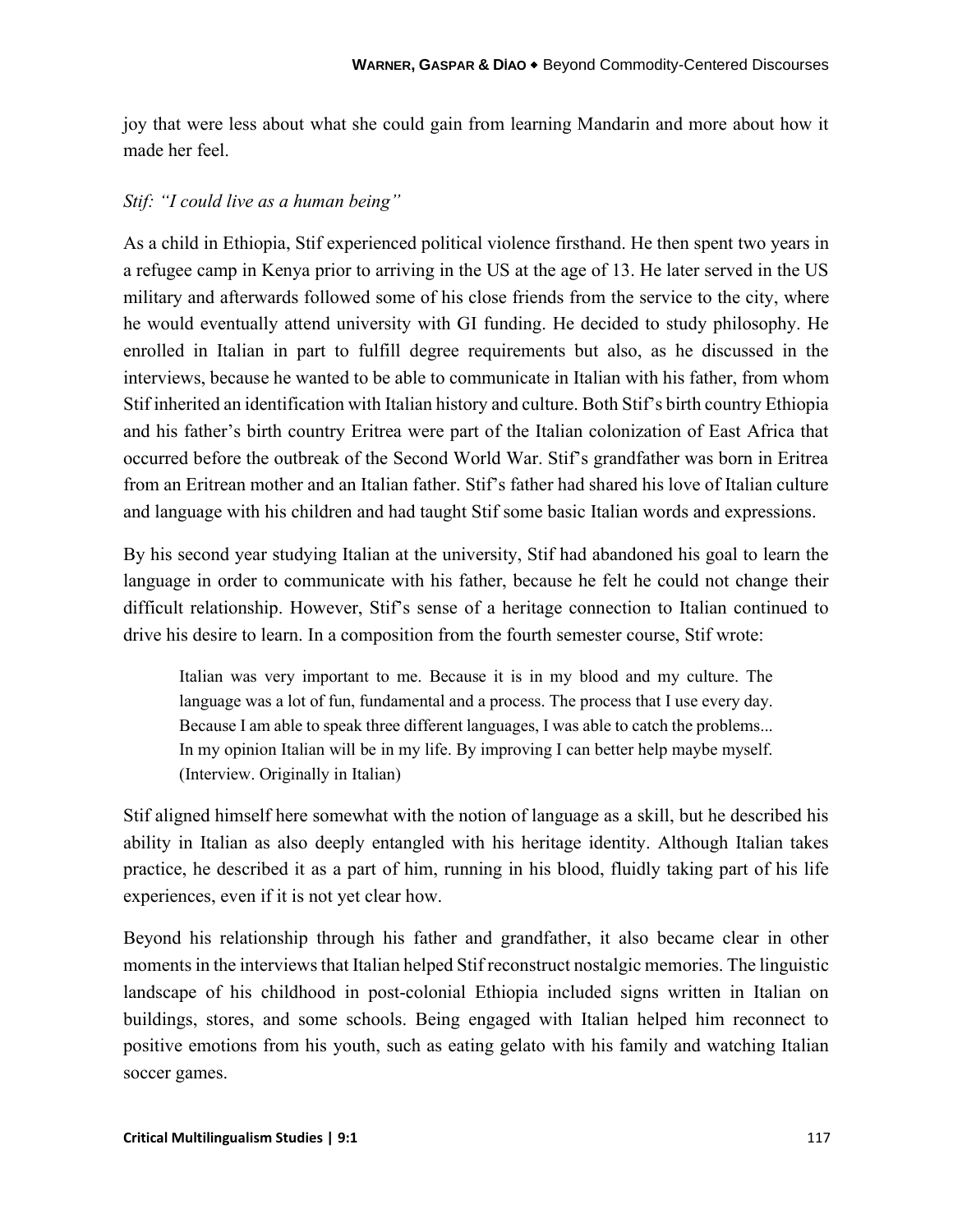joy that were less about what she could gain from learning Mandarin and more about how it made her feel.

### *Stif: "I could live as a human being"*

As a child in Ethiopia, Stif experienced political violence firsthand. He then spent two years in a refugee camp in Kenya prior to arriving in the US at the age of 13. He later served in the US military and afterwards followed some of his close friends from the service to the city, where he would eventually attend university with GI funding. He decided to study philosophy. He enrolled in Italian in part to fulfill degree requirements but also, as he discussed in the interviews, because he wanted to be able to communicate in Italian with his father, from whom Stif inherited an identification with Italian history and culture. Both Stif's birth country Ethiopia and his father's birth country Eritrea were part of the Italian colonization of East Africa that occurred before the outbreak of the Second World War. Stif's grandfather was born in Eritrea from an Eritrean mother and an Italian father. Stif's father had shared his love of Italian culture and language with his children and had taught Stif some basic Italian words and expressions.

By his second year studying Italian at the university, Stif had abandoned his goal to learn the language in order to communicate with his father, because he felt he could not change their difficult relationship. However, Stif's sense of a heritage connection to Italian continued to drive his desire to learn. In a composition from the fourth semester course, Stif wrote:

> Italian was very important to me. Because it is in my blood and my culture. The language was a lot of fun, fundamental and a process. The process that I use every day. Because I am able to speak three different languages, I was able to catch the problems... In my opinion Italian will be in my life. By improving I can better help maybe myself. (Interview. Originally in Italian)

Stif aligned himself here somewhat with the notion of language as a skill, but he described his ability in Italian as also deeply entangled with his heritage identity. Although Italian takes practice, he described it as a part of him, running in his blood, fluidly taking part of his life experiences, even if it is not yet clear how.

Beyond his relationship through his father and grandfather, it also became clear in other moments in the interviews that Italian helped Stif reconstruct nostalgic memories. The linguistic landscape of his childhood in post-colonial Ethiopia included signs written in Italian on buildings, stores, and some schools. Being engaged with Italian helped him reconnect to positive emotions from his youth, such as eating gelato with his family and watching Italian soccer games.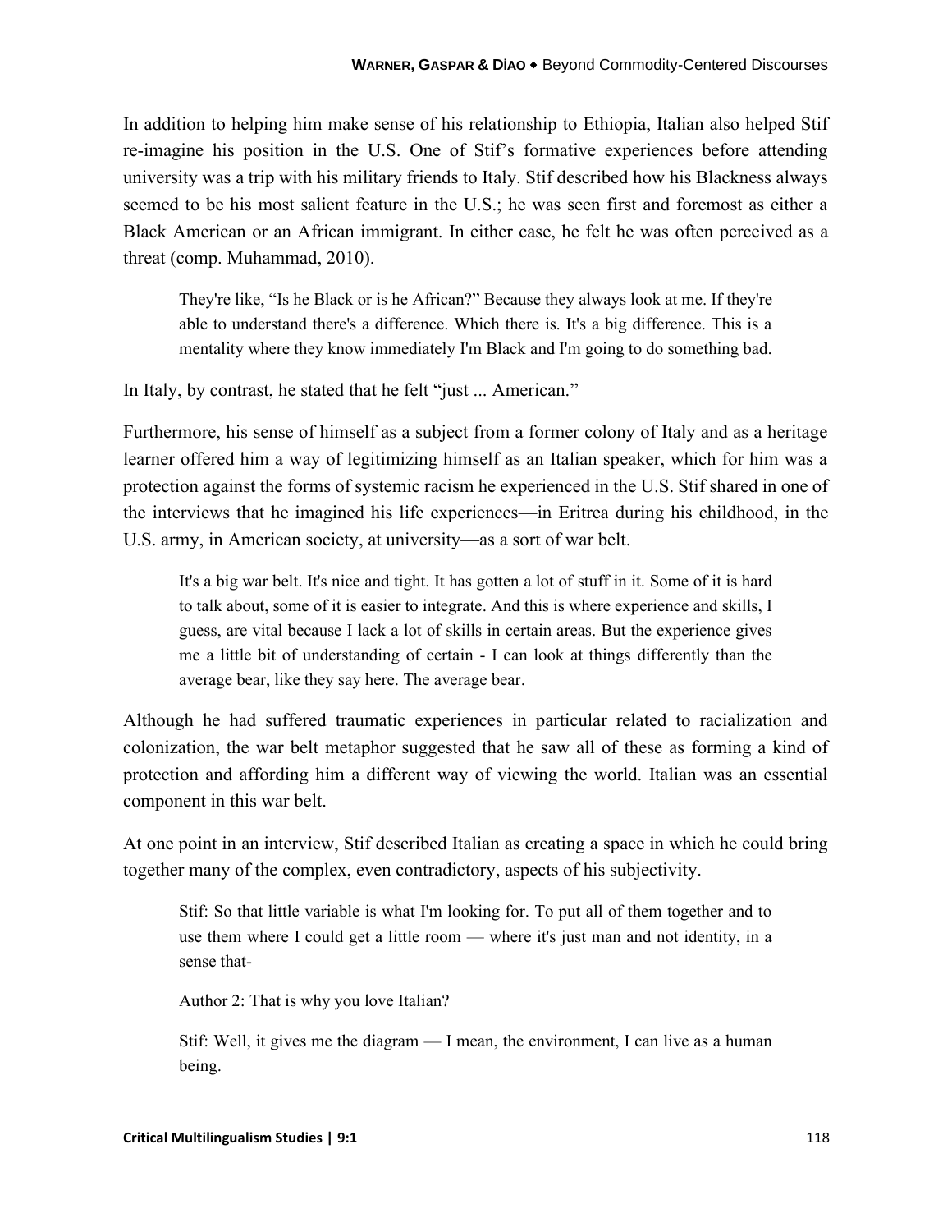In addition to helping him make sense of his relationship to Ethiopia, Italian also helped Stif re-imagine his position in the U.S. One of Stif's formative experiences before attending university was a trip with his military friends to Italy. Stif described how his Blackness always seemed to be his most salient feature in the U.S.; he was seen first and foremost as either a Black American or an African immigrant. In either case, he felt he was often perceived as a threat (comp. Muhammad, 2010).

> They're like, "Is he Black or is he African?" Because they always look at me. If they're able to understand there's a difference. Which there is. It's a big difference. This is a mentality where they know immediately I'm Black and I'm going to do something bad.

In Italy, by contrast, he stated that he felt "just ... American."

Furthermore, his sense of himself as a subject from a former colony of Italy and as a heritage learner offered him a way of legitimizing himself as an Italian speaker, which for him was a protection against the forms of systemic racism he experienced in the U.S. Stif shared in one of the interviews that he imagined his life experiences—in Eritrea during his childhood, in the U.S. army, in American society, at university—as a sort of war belt.

> It's a big war belt. It's nice and tight. It has gotten a lot of stuff in it. Some of it is hard to talk about, some of it is easier to integrate. And this is where experience and skills, I guess, are vital because I lack a lot of skills in certain areas. But the experience gives me a little bit of understanding of certain - I can look at things differently than the average bear, like they say here. The average bear.

Although he had suffered traumatic experiences in particular related to racialization and colonization, the war belt metaphor suggested that he saw all of these as forming a kind of protection and affording him a different way of viewing the world. Italian was an essential component in this war belt.

At one point in an interview, Stif described Italian as creating a space in which he could bring together many of the complex, even contradictory, aspects of his subjectivity.

> Stif: So that little variable is what I'm looking for. To put all of them together and to use them where I could get a little room — where it's just man and not identity, in a sense that-
>
> Author 2: That is why you love Italian?
>
> Stif: Well, it gives me the diagram — I mean, the environment, I can live as a human being.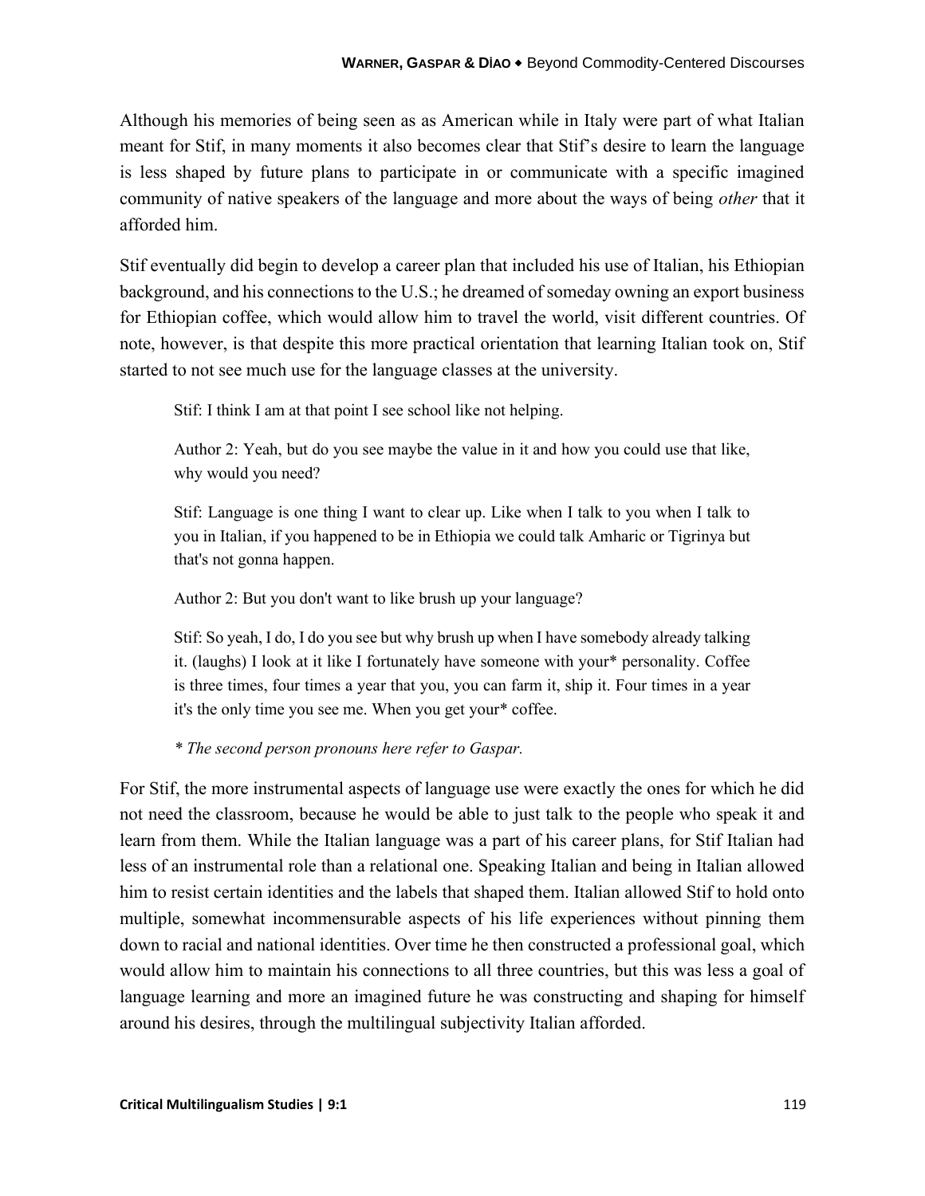Although his memories of being seen as as American while in Italy were part of what Italian meant for Stif, in many moments it also becomes clear that Stif's desire to learn the language is less shaped by future plans to participate in or communicate with a specific imagined community of native speakers of the language and more about the ways of being *other* that it afforded him.

Stif eventually did begin to develop a career plan that included his use of Italian, his Ethiopian background, and his connections to the U.S.; he dreamed of someday owning an export business for Ethiopian coffee, which would allow him to travel the world, visit different countries. Of note, however, is that despite this more practical orientation that learning Italian took on, Stif started to not see much use for the language classes at the university.

> Stif: I think I am at that point I see school like not helping.
>
> Author 2: Yeah, but do you see maybe the value in it and how you could use that like, why would you need?
>
> Stif: Language is one thing I want to clear up. Like when I talk to you when I talk to you in Italian, if you happened to be in Ethiopia we could talk Amharic or Tigrinya but that's not gonna happen.
>
> Author 2: But you don't want to like brush up your language?
>
> Stif: So yeah, I do, I do you see but why brush up when I have somebody already talking it. (laughs) I look at it like I fortunately have someone with your* personality. Coffee is three times, four times a year that you, you can farm it, ship it. Four times in a year it's the only time you see me. When you get your* coffee.
>
> *\* The second person pronouns here refer to Gaspar.*

For Stif, the more instrumental aspects of language use were exactly the ones for which he did not need the classroom, because he would be able to just talk to the people who speak it and learn from them. While the Italian language was a part of his career plans, for Stif Italian had less of an instrumental role than a relational one. Speaking Italian and being in Italian allowed him to resist certain identities and the labels that shaped them. Italian allowed Stif to hold onto multiple, somewhat incommensurable aspects of his life experiences without pinning them down to racial and national identities. Over time he then constructed a professional goal, which would allow him to maintain his connections to all three countries, but this was less a goal of language learning and more an imagined future he was constructing and shaping for himself around his desires, through the multilingual subjectivity Italian afforded.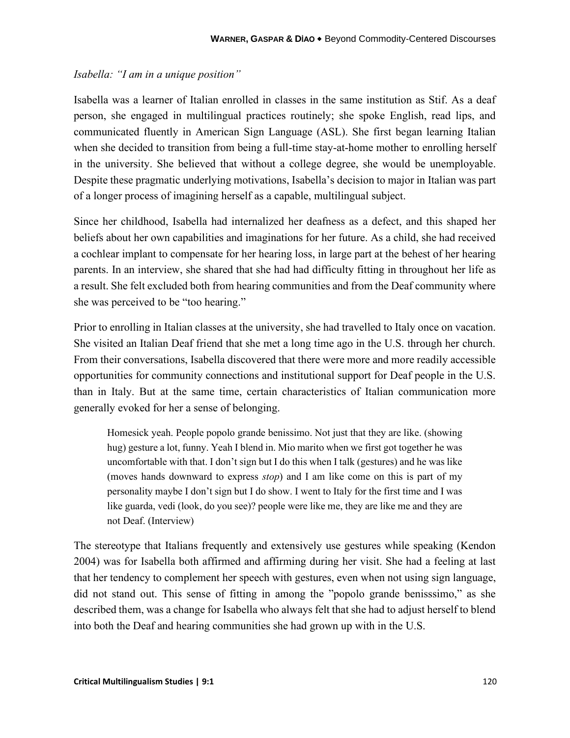*Isabella: "I am in a unique position"*

Isabella was a learner of Italian enrolled in classes in the same institution as Stif. As a deaf person, she engaged in multilingual practices routinely; she spoke English, read lips, and communicated fluently in American Sign Language (ASL). She first began learning Italian when she decided to transition from being a full-time stay-at-home mother to enrolling herself in the university. She believed that without a college degree, she would be unemployable. Despite these pragmatic underlying motivations, Isabella's decision to major in Italian was part of a longer process of imagining herself as a capable, multilingual subject.

Since her childhood, Isabella had internalized her deafness as a defect, and this shaped her beliefs about her own capabilities and imaginations for her future. As a child, she had received a cochlear implant to compensate for her hearing loss, in large part at the behest of her hearing parents. In an interview, she shared that she had had difficulty fitting in throughout her life as a result. She felt excluded both from hearing communities and from the Deaf community where she was perceived to be "too hearing."

Prior to enrolling in Italian classes at the university, she had travelled to Italy once on vacation. She visited an Italian Deaf friend that she met a long time ago in the U.S. through her church. From their conversations, Isabella discovered that there were more and more readily accessible opportunities for community connections and institutional support for Deaf people in the U.S. than in Italy. But at the same time, certain characteristics of Italian communication more generally evoked for her a sense of belonging.

> Homesick yeah. People popolo grande benissimo. Not just that they are like. (showing hug) gesture a lot, funny. Yeah I blend in. Mio marito when we first got together he was uncomfortable with that. I don't sign but I do this when I talk (gestures) and he was like (moves hands downward to express *stop*) and I am like come on this is part of my personality maybe I don't sign but I do show. I went to Italy for the first time and I was like guarda, vedi (look, do you see)? people were like me, they are like me and they are not Deaf. (Interview)

The stereotype that Italians frequently and extensively use gestures while speaking (Kendon 2004) was for Isabella both affirmed and affirming during her visit. She had a feeling at last that her tendency to complement her speech with gestures, even when not using sign language, did not stand out. This sense of fitting in among the "popolo grande benisssimo," as she described them, was a change for Isabella who always felt that she had to adjust herself to blend into both the Deaf and hearing communities she had grown up with in the U.S.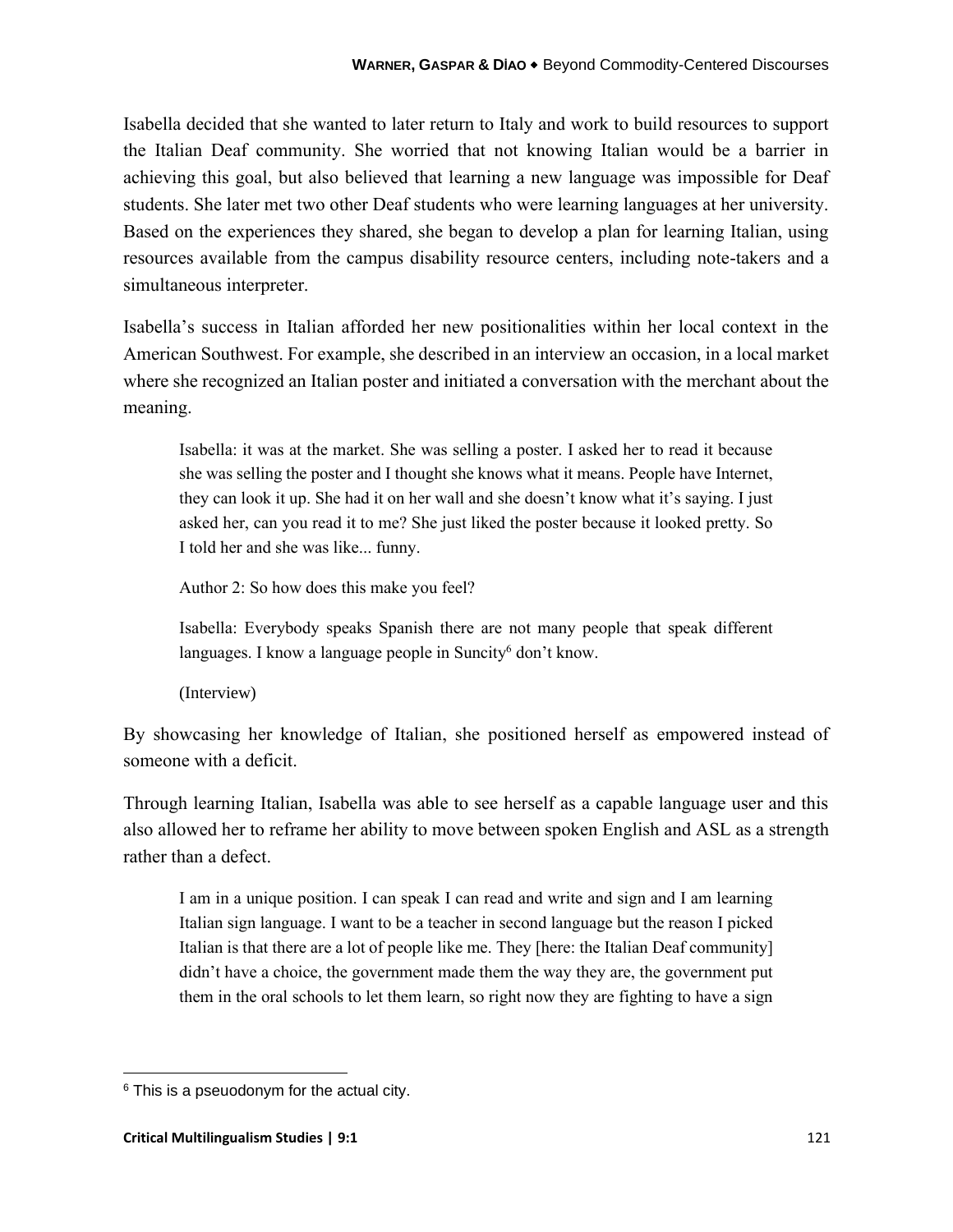Isabella decided that she wanted to later return to Italy and work to build resources to support the Italian Deaf community. She worried that not knowing Italian would be a barrier in achieving this goal, but also believed that learning a new language was impossible for Deaf students. She later met two other Deaf students who were learning languages at her university. Based on the experiences they shared, she began to develop a plan for learning Italian, using resources available from the campus disability resource centers, including note-takers and a simultaneous interpreter.

Isabella's success in Italian afforded her new positionalities within her local context in the American Southwest. For example, she described in an interview an occasion, in a local market where she recognized an Italian poster and initiated a conversation with the merchant about the meaning.

> Isabella: it was at the market. She was selling a poster. I asked her to read it because she was selling the poster and I thought she knows what it means. People have Internet, they can look it up. She had it on her wall and she doesn't know what it's saying. I just asked her, can you read it to me? She just liked the poster because it looked pretty. So I told her and she was like... funny.
>
> Author 2: So how does this make you feel?
>
> Isabella: Everybody speaks Spanish there are not many people that speak different languages. I know a language people in Suncity[6] don't know.
>
> (Interview)

By showcasing her knowledge of Italian, she positioned herself as empowered instead of someone with a deficit.

Through learning Italian, Isabella was able to see herself as a capable language user and this also allowed her to reframe her ability to move between spoken English and ASL as a strength rather than a defect.

> I am in a unique position. I can speak I can read and write and sign and I am learning Italian sign language. I want to be a teacher in second language but the reason I picked Italian is that there are a lot of people like me. They [here: the Italian Deaf community] didn't have a choice, the government made them the way they are, the government put them in the oral schools to let them learn, so right now they are fighting to have a sign

[6] This is a pseuodonym for the actual city.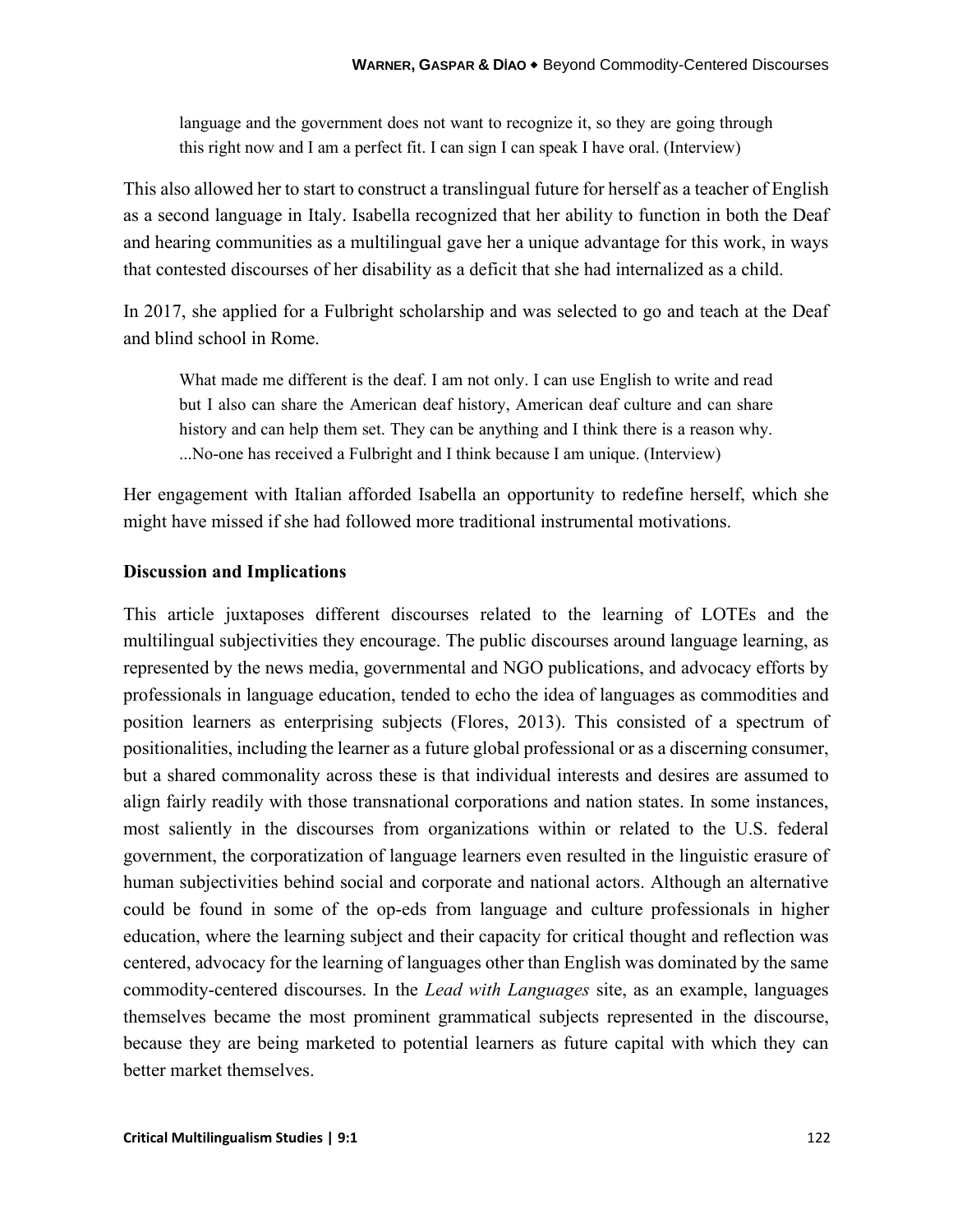> language and the government does not want to recognize it, so they are going through this right now and I am a perfect fit. I can sign I can speak I have oral. (Interview)

This also allowed her to start to construct a translingual future for herself as a teacher of English as a second language in Italy. Isabella recognized that her ability to function in both the Deaf and hearing communities as a multilingual gave her a unique advantage for this work, in ways that contested discourses of her disability as a deficit that she had internalized as a child.

In 2017, she applied for a Fulbright scholarship and was selected to go and teach at the Deaf and blind school in Rome.

> What made me different is the deaf. I am not only. I can use English to write and read but I also can share the American deaf history, American deaf culture and can share history and can help them set. They can be anything and I think there is a reason why. ...No-one has received a Fulbright and I think because I am unique. (Interview)

Her engagement with Italian afforded Isabella an opportunity to redefine herself, which she might have missed if she had followed more traditional instrumental motivations.

## Discussion and Implications

This article juxtaposes different discourses related to the learning of LOTEs and the multilingual subjectivities they encourage. The public discourses around language learning, as represented by the news media, governmental and NGO publications, and advocacy efforts by professionals in language education, tended to echo the idea of languages as commodities and position learners as enterprising subjects (Flores, 2013). This consisted of a spectrum of positionalities, including the learner as a future global professional or as a discerning consumer, but a shared commonality across these is that individual interests and desires are assumed to align fairly readily with those transnational corporations and nation states. In some instances, most saliently in the discourses from organizations within or related to the U.S. federal government, the corporatization of language learners even resulted in the linguistic erasure of human subjectivities behind social and corporate and national actors. Although an alternative could be found in some of the op-eds from language and culture professionals in higher education, where the learning subject and their capacity for critical thought and reflection was centered, advocacy for the learning of languages other than English was dominated by the same commodity-centered discourses. In the *Lead with Languages* site, as an example, languages themselves became the most prominent grammatical subjects represented in the discourse, because they are being marketed to potential learners as future capital with which they can better market themselves.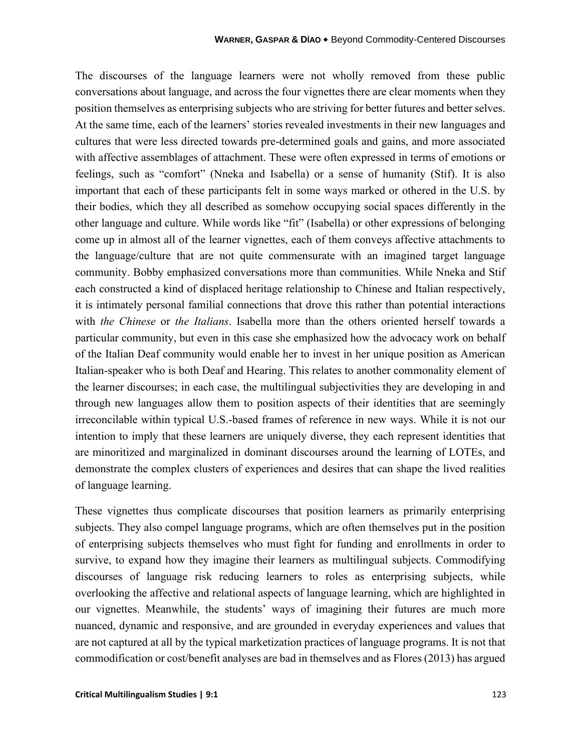The discourses of the language learners were not wholly removed from these public conversations about language, and across the four vignettes there are clear moments when they position themselves as enterprising subjects who are striving for better futures and better selves. At the same time, each of the learners' stories revealed investments in their new languages and cultures that were less directed towards pre-determined goals and gains, and more associated with affective assemblages of attachment. These were often expressed in terms of emotions or feelings, such as "comfort" (Nneka and Isabella) or a sense of humanity (Stif). It is also important that each of these participants felt in some ways marked or othered in the U.S. by their bodies, which they all described as somehow occupying social spaces differently in the other language and culture. While words like "fit" (Isabella) or other expressions of belonging come up in almost all of the learner vignettes, each of them conveys affective attachments to the language/culture that are not quite commensurate with an imagined target language community. Bobby emphasized conversations more than communities. While Nneka and Stif each constructed a kind of displaced heritage relationship to Chinese and Italian respectively, it is intimately personal familial connections that drove this rather than potential interactions with *the Chinese* or *the Italians*. Isabella more than the others oriented herself towards a particular community, but even in this case she emphasized how the advocacy work on behalf of the Italian Deaf community would enable her to invest in her unique position as American Italian-speaker who is both Deaf and Hearing. This relates to another commonality element of the learner discourses; in each case, the multilingual subjectivities they are developing in and through new languages allow them to position aspects of their identities that are seemingly irreconcilable within typical U.S.-based frames of reference in new ways. While it is not our intention to imply that these learners are uniquely diverse, they each represent identities that are minoritized and marginalized in dominant discourses around the learning of LOTEs, and demonstrate the complex clusters of experiences and desires that can shape the lived realities of language learning.

These vignettes thus complicate discourses that position learners as primarily enterprising subjects. They also compel language programs, which are often themselves put in the position of enterprising subjects themselves who must fight for funding and enrollments in order to survive, to expand how they imagine their learners as multilingual subjects. Commodifying discourses of language risk reducing learners to roles as enterprising subjects, while overlooking the affective and relational aspects of language learning, which are highlighted in our vignettes. Meanwhile, the students' ways of imagining their futures are much more nuanced, dynamic and responsive, and are grounded in everyday experiences and values that are not captured at all by the typical marketization practices of language programs. It is not that commodification or cost/benefit analyses are bad in themselves and as Flores (2013) has argued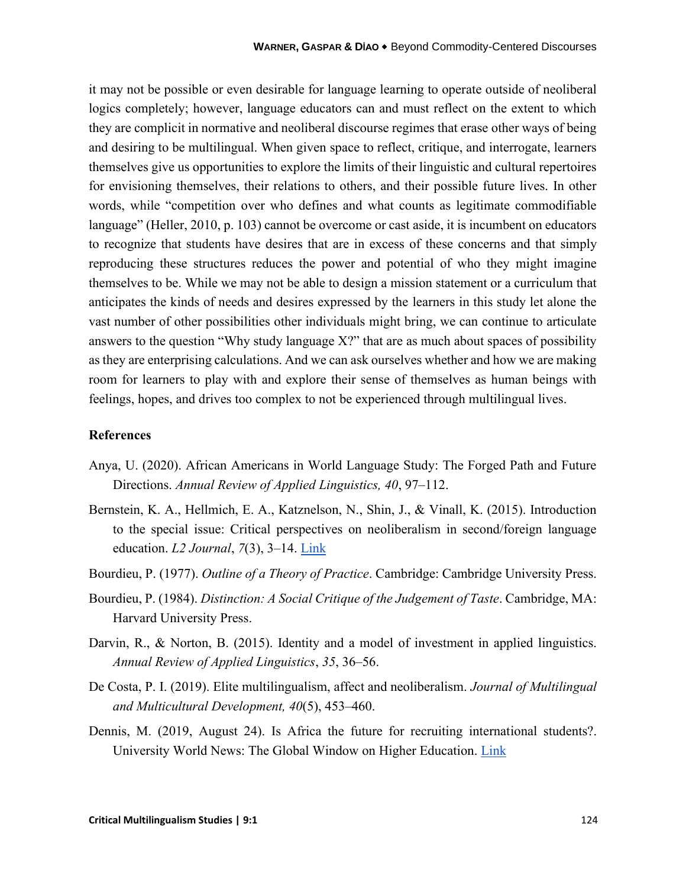it may not be possible or even desirable for language learning to operate outside of neoliberal logics completely; however, language educators can and must reflect on the extent to which they are complicit in normative and neoliberal discourse regimes that erase other ways of being and desiring to be multilingual. When given space to reflect, critique, and interrogate, learners themselves give us opportunities to explore the limits of their linguistic and cultural repertoires for envisioning themselves, their relations to others, and their possible future lives. In other words, while "competition over who defines and what counts as legitimate commodifiable language" (Heller, 2010, p. 103) cannot be overcome or cast aside, it is incumbent on educators to recognize that students have desires that are in excess of these concerns and that simply reproducing these structures reduces the power and potential of who they might imagine themselves to be. While we may not be able to design a mission statement or a curriculum that anticipates the kinds of needs and desires expressed by the learners in this study let alone the vast number of other possibilities other individuals might bring, we can continue to articulate answers to the question "Why study language X?" that are as much about spaces of possibility as they are enterprising calculations. And we can ask ourselves whether and how we are making room for learners to play with and explore their sense of themselves as human beings with feelings, hopes, and drives too complex to not be experienced through multilingual lives.

## References

Anya, U. (2020). African Americans in World Language Study: The Forged Path and Future Directions. *Annual Review of Applied Linguistics, 40*, 97–112.

Bernstein, K. A., Hellmich, E. A., Katznelson, N., Shin, J., & Vinall, K. (2015). Introduction to the special issue: Critical perspectives on neoliberalism in second/foreign language education. *L2 Journal*, *7*(3), 3–14. Link

Bourdieu, P. (1977). *Outline of a Theory of Practice*. Cambridge: Cambridge University Press.

Bourdieu, P. (1984). *Distinction: A Social Critique of the Judgement of Taste*. Cambridge, MA: Harvard University Press.

Darvin, R., & Norton, B. (2015). Identity and a model of investment in applied linguistics. *Annual Review of Applied Linguistics*, *35*, 36–56.

De Costa, P. I. (2019). Elite multilingualism, affect and neoliberalism. *Journal of Multilingual and Multicultural Development, 40*(5), 453–460.

Dennis, M. (2019, August 24). Is Africa the future for recruiting international students?. University World News: The Global Window on Higher Education. Link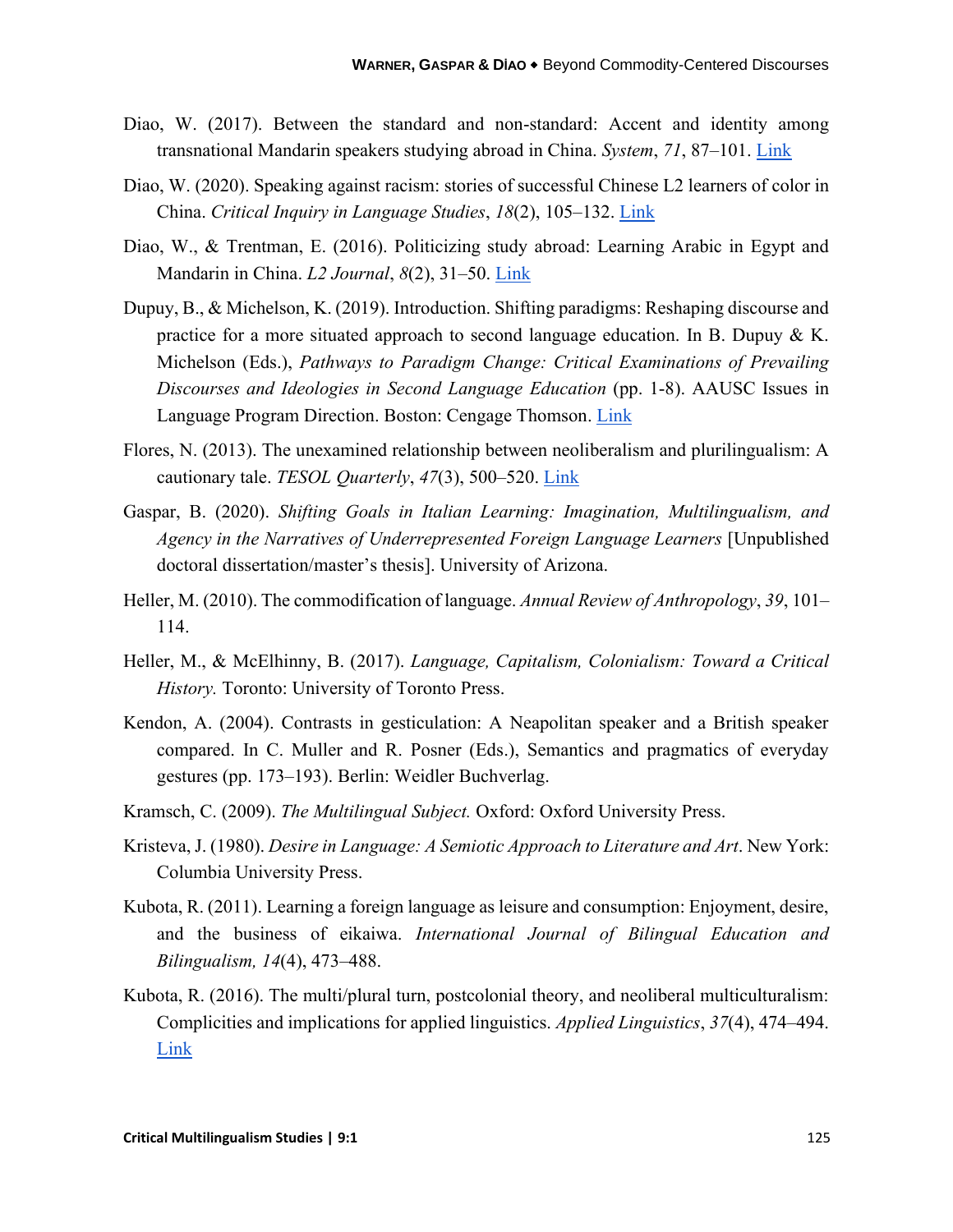Diao, W. (2017). Between the standard and non-standard: Accent and identity among transnational Mandarin speakers studying abroad in China. *System*, *71*, 87–101. Link

Diao, W. (2020). Speaking against racism: stories of successful Chinese L2 learners of color in China. *Critical Inquiry in Language Studies*, *18*(2), 105–132. Link

Diao, W., & Trentman, E. (2016). Politicizing study abroad: Learning Arabic in Egypt and Mandarin in China. *L2 Journal*, *8*(2), 31–50. Link

Dupuy, B., & Michelson, K. (2019). Introduction. Shifting paradigms: Reshaping discourse and practice for a more situated approach to second language education. In B. Dupuy & K. Michelson (Eds.), *Pathways to Paradigm Change: Critical Examinations of Prevailing Discourses and Ideologies in Second Language Education* (pp. 1-8). AAUSC Issues in Language Program Direction. Boston: Cengage Thomson. Link

Flores, N. (2013). The unexamined relationship between neoliberalism and plurilingualism: A cautionary tale. *TESOL Quarterly*, *47*(3), 500–520. Link

Gaspar, B. (2020). *Shifting Goals in Italian Learning: Imagination, Multilingualism, and Agency in the Narratives of Underrepresented Foreign Language Learners* [Unpublished doctoral dissertation/master's thesis]. University of Arizona.

Heller, M. (2010). The commodification of language. *Annual Review of Anthropology*, *39*, 101–114.

Heller, M., & McElhinny, B. (2017). *Language, Capitalism, Colonialism: Toward a Critical History.* Toronto: University of Toronto Press.

Kendon, A. (2004). Contrasts in gesticulation: A Neapolitan speaker and a British speaker compared. In C. Muller and R. Posner (Eds.), Semantics and pragmatics of everyday gestures (pp. 173–193). Berlin: Weidler Buchverlag.

Kramsch, C. (2009). *The Multilingual Subject.* Oxford: Oxford University Press.

Kristeva, J. (1980). *Desire in Language: A Semiotic Approach to Literature and Art*. New York: Columbia University Press.

Kubota, R. (2011). Learning a foreign language as leisure and consumption: Enjoyment, desire, and the business of eikaiwa. *International Journal of Bilingual Education and Bilingualism, 14*(4), 473–488.

Kubota, R. (2016). The multi/plural turn, postcolonial theory, and neoliberal multiculturalism: Complicities and implications for applied linguistics. *Applied Linguistics*, *37*(4), 474–494. Link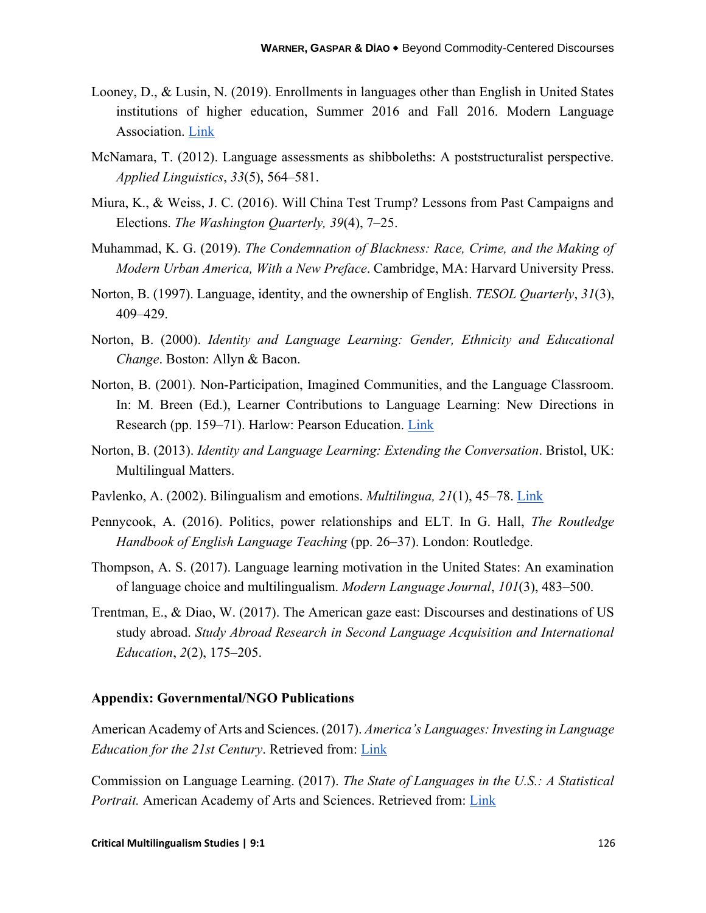Looney, D., & Lusin, N. (2019). Enrollments in languages other than English in United States institutions of higher education, Summer 2016 and Fall 2016. Modern Language Association. Link

McNamara, T. (2012). Language assessments as shibboleths: A poststructuralist perspective. *Applied Linguistics*, *33*(5), 564–581.

Miura, K., & Weiss, J. C. (2016). Will China Test Trump? Lessons from Past Campaigns and Elections. *The Washington Quarterly, 39*(4), 7–25.

Muhammad, K. G. (2019). *The Condemnation of Blackness: Race, Crime, and the Making of Modern Urban America, With a New Preface*. Cambridge, MA: Harvard University Press.

Norton, B. (1997). Language, identity, and the ownership of English. *TESOL Quarterly*, *31*(3), 409–429.

Norton, B. (2000). *Identity and Language Learning: Gender, Ethnicity and Educational Change*. Boston: Allyn & Bacon.

Norton, B. (2001). Non-Participation, Imagined Communities, and the Language Classroom. In: M. Breen (Ed.), Learner Contributions to Language Learning: New Directions in Research (pp. 159–71). Harlow: Pearson Education. Link

Norton, B. (2013). *Identity and Language Learning: Extending the Conversation*. Bristol, UK: Multilingual Matters.

Pavlenko, A. (2002). Bilingualism and emotions. *Multilingua, 21*(1), 45–78. Link

Pennycook, A. (2016). Politics, power relationships and ELT. In G. Hall, *The Routledge Handbook of English Language Teaching* (pp. 26–37). London: Routledge.

Thompson, A. S. (2017). Language learning motivation in the United States: An examination of language choice and multilingualism. *Modern Language Journal*, *101*(3), 483–500.

Trentman, E., & Diao, W. (2017). The American gaze east: Discourses and destinations of US study abroad. *Study Abroad Research in Second Language Acquisition and International Education*, *2*(2), 175–205.

**Appendix: Governmental/NGO Publications**

American Academy of Arts and Sciences. (2017). *America's Languages: Investing in Language Education for the 21st Century*. Retrieved from: Link

Commission on Language Learning. (2017). *The State of Languages in the U.S.: A Statistical Portrait.* American Academy of Arts and Sciences. Retrieved from: Link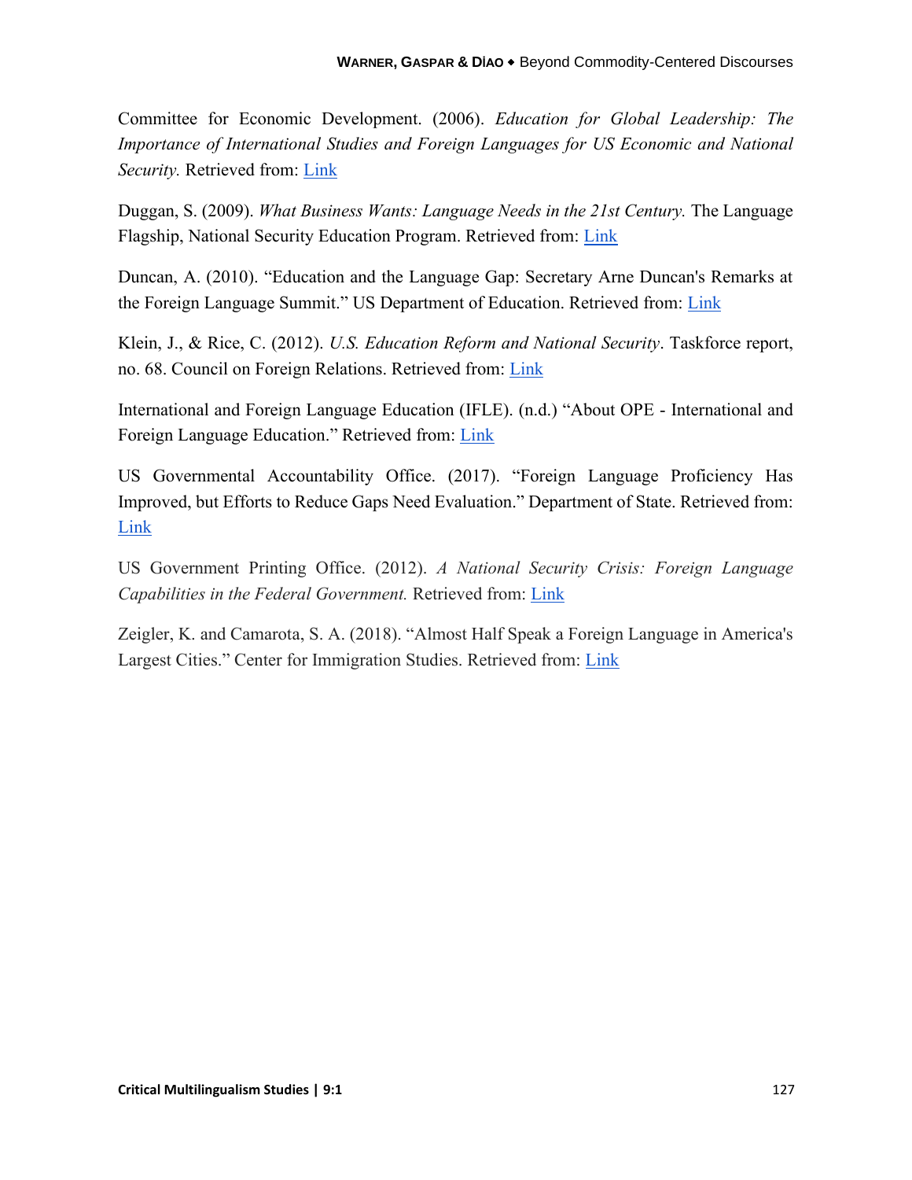Committee for Economic Development. (2006). *Education for Global Leadership: The Importance of International Studies and Foreign Languages for US Economic and National Security.* Retrieved from: Link

Duggan, S. (2009). *What Business Wants: Language Needs in the 21st Century.* The Language Flagship, National Security Education Program. Retrieved from: Link

Duncan, A. (2010). "Education and the Language Gap: Secretary Arne Duncan's Remarks at the Foreign Language Summit." US Department of Education. Retrieved from: Link

Klein, J., & Rice, C. (2012). *U.S. Education Reform and National Security*. Taskforce report, no. 68. Council on Foreign Relations. Retrieved from: Link

International and Foreign Language Education (IFLE). (n.d.) "About OPE - International and Foreign Language Education." Retrieved from: Link

US Governmental Accountability Office. (2017). "Foreign Language Proficiency Has Improved, but Efforts to Reduce Gaps Need Evaluation." Department of State. Retrieved from: Link

US Government Printing Office. (2012). *A National Security Crisis: Foreign Language Capabilities in the Federal Government.* Retrieved from: Link

Zeigler, K. and Camarota, S. A. (2018). "Almost Half Speak a Foreign Language in America's Largest Cities." Center for Immigration Studies. Retrieved from: Link